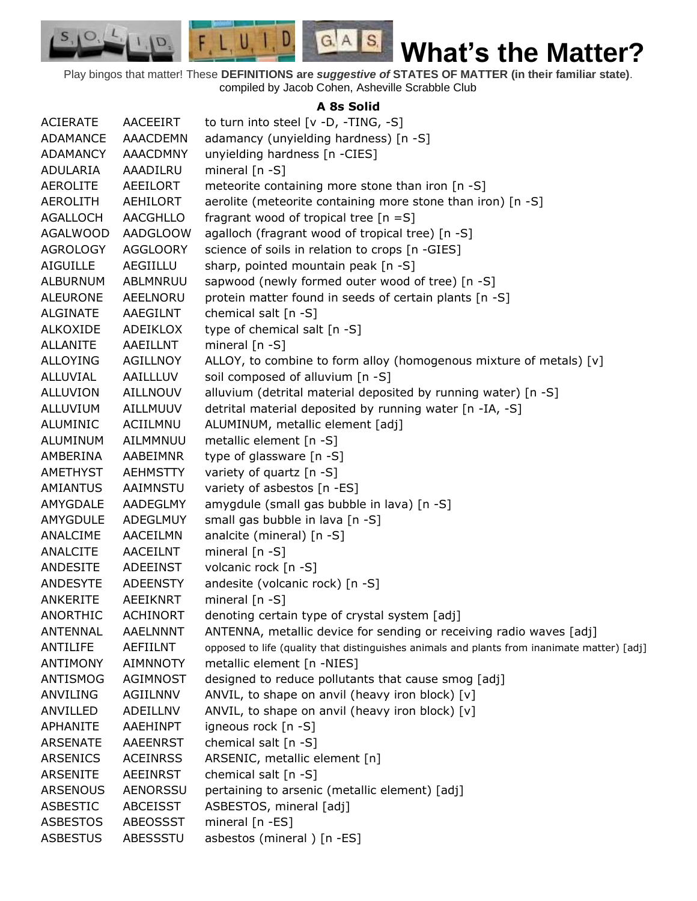# What's the Matter?

Play bingos that matter! These **DEFINITIONS are *suggestive of* STATES OF MATTER (in their familiar state)**.
compiled by Jacob Cohen, Asheville Scrabble Club

### A 8s Solid

| | | |
|---|---|---|
| ACIERATE | AACEEIRT | to turn into steel [v -D, -TING, -S] |
| ADAMANCE | AAACDEMN | adamancy (unyielding hardness) [n -S] |
| ADAMANCY | AAACDMNY | unyielding hardness [n -CIES] |
| ADULARIA | AAADILRU | mineral [n -S] |
| AEROLITE | AEEILORT | meteorite containing more stone than iron [n -S] |
| AEROLITH | AEHILORT | aerolite (meteorite containing more stone than iron) [n -S] |
| AGALLOCH | AACGHLLO | fragrant wood of tropical tree [n =S] |
| AGALWOOD | AADGLOOW | agalloch (fragrant wood of tropical tree) [n -S] |
| AGROLOGY | AGGLOORY | science of soils in relation to crops [n -GIES] |
| AIGUILLE | AEGIILLU | sharp, pointed mountain peak [n -S] |
| ALBURNUM | ABLMNRUU | sapwood (newly formed outer wood of tree) [n -S] |
| ALEURONE | AEELNORU | protein matter found in seeds of certain plants [n -S] |
| ALGINATE | AAEGILNT | chemical salt [n -S] |
| ALKOXIDE | ADEIKLOX | type of chemical salt [n -S] |
| ALLANITE | AAEILLNT | mineral [n -S] |
| ALLOYING | AGILLNOY | ALLOY, to combine to form alloy (homogenous mixture of metals) [v] |
| ALLUVIAL | AAILLLUV | soil composed of alluvium [n -S] |
| ALLUVION | AILLNOUV | alluvium (detrital material deposited by running water) [n -S] |
| ALLUVIUM | AILLMUUV | detrital material deposited by running water [n -IA, -S] |
| ALUMINIC | ACIILMNU | ALUMINUM, metallic element [adj] |
| ALUMINUM | AILMMNUU | metallic element [n -S] |
| AMBERINA | AABEIMNR | type of glassware [n -S] |
| AMETHYST | AEHMSTTY | variety of quartz [n -S] |
| AMIANTUS | AAIMNSTU | variety of asbestos [n -ES] |
| AMYGDALE | AADEGLMY | amygdule (small gas bubble in lava) [n -S] |
| AMYGDULE | ADEGLMUY | small gas bubble in lava [n -S] |
| ANALCIME | AACEILMN | analcite (mineral) [n -S] |
| ANALCITE | AACEILNT | mineral [n -S] |
| ANDESITE | ADEEINST | volcanic rock [n -S] |
| ANDESYTE | ADEENSTY | andesite (volcanic rock) [n -S] |
| ANKERITE | AEEIKNRT | mineral [n -S] |
| ANORTHIC | ACHINORT | denoting certain type of crystal system [adj] |
| ANTENNAL | AAELNNNT | ANTENNA, metallic device for sending or receiving radio waves [adj] |
| ANTILIFE | AEFIILNT | opposed to life (quality that distinguishes animals and plants from inanimate matter) [adj] |
| ANTIMONY | AIMNNOTY | metallic element [n -NIES] |
| ANTISMOG | AGIMNOST | designed to reduce pollutants that cause smog [adj] |
| ANVILING | AGIILNNV | ANVIL, to shape on anvil (heavy iron block) [v] |
| ANVILLED | ADEILLNV | ANVIL, to shape on anvil (heavy iron block) [v] |
| APHANITE | AAEHINPT | igneous rock [n -S] |
| ARSENATE | AAEENRST | chemical salt [n -S] |
| ARSENICS | ACEINRSS | ARSENIC, metallic element [n] |
| ARSENITE | AEEINRST | chemical salt [n -S] |
| ARSENOUS | AENORSSU | pertaining to arsenic (metallic element) [adj] |
| ASBESTIC | ABCEISST | ASBESTOS, mineral [adj] |
| ASBESTOS | ABEOSSST | mineral [n -ES] |
| ASBESTUS | ABESSSTU | asbestos (mineral ) [n -ES] |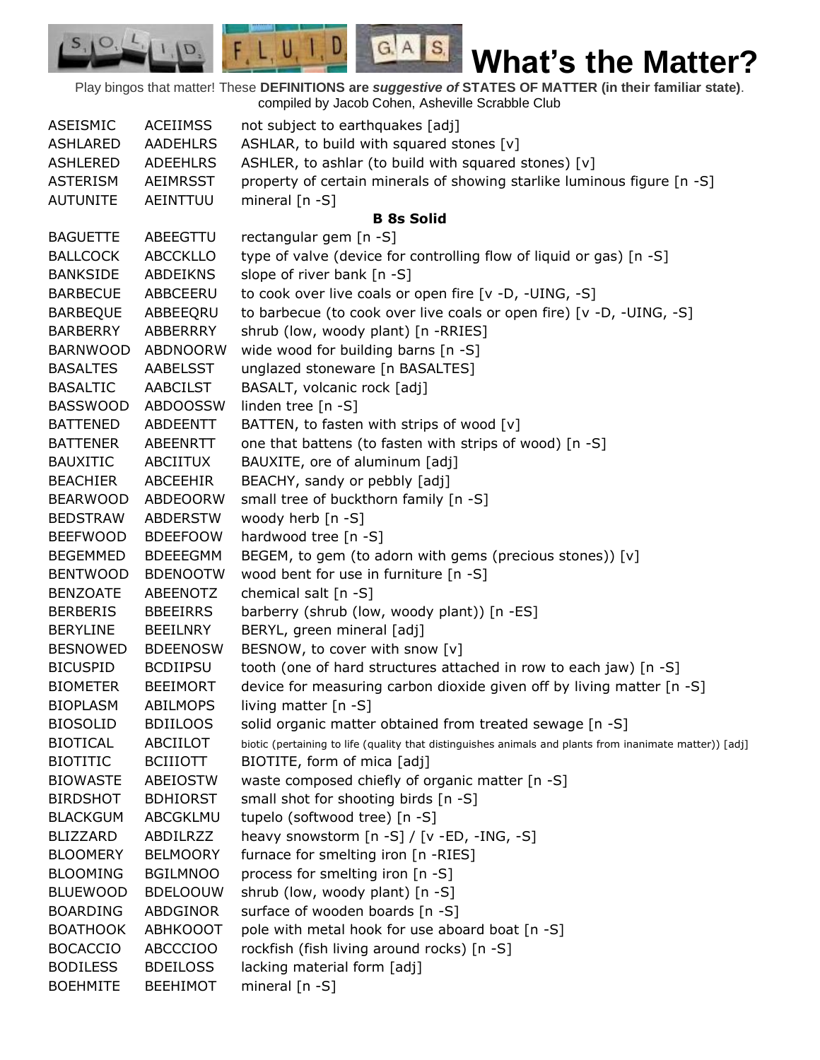# What's the Matter?

Play bingos that matter! These **DEFINITIONS are *suggestive of* STATES OF MATTER (in their familiar state)**.
compiled by Jacob Cohen, Asheville Scrabble Club

| | | |
|---|---|---|
| ASEISMIC | ACEIIMSS | not subject to earthquakes [adj] |
| ASHLARED | AADEHLRS | ASHLAR, to build with squared stones [v] |
| ASHLERED | ADEEHLRS | ASHLER, to ashlar (to build with squared stones) [v] |
| ASTERISM | AEIMRSST | property of certain minerals of showing starlike luminous figure [n -S] |
| AUTUNITE | AEINTTUU | mineral [n -S] |

**B 8s Solid**

| | | |
|---|---|---|
| BAGUETTE | ABEEGTTU | rectangular gem [n -S] |
| BALLCOCK | ABCCKLLO | type of valve (device for controlling flow of liquid or gas) [n -S] |
| BANKSIDE | ABDEIKNS | slope of river bank [n -S] |
| BARBECUE | ABBCEERU | to cook over live coals or open fire [v -D, -UING, -S] |
| BARBEQUE | ABBEEQRU | to barbecue (to cook over live coals or open fire) [v -D, -UING, -S] |
| BARBERRY | ABBERRRY | shrub (low, woody plant) [n -RRIES] |
| BARNWOOD | ABDNOORW | wide wood for building barns [n -S] |
| BASALTES | AABELSST | unglazed stoneware [n BASALTES] |
| BASALTIC | AABCILST | BASALT, volcanic rock [adj] |
| BASSWOOD | ABDOOSSW | linden tree [n -S] |
| BATTENED | ABDEENTT | BATTEN, to fasten with strips of wood [v] |
| BATTENER | ABEENRTT | one that battens (to fasten with strips of wood) [n -S] |
| BAUXITIC | ABCIITUX | BAUXITE, ore of aluminum [adj] |
| BEACHIER | ABCEEHIR | BEACHY, sandy or pebbly [adj] |
| BEARWOOD | ABDEOORW | small tree of buckthorn family [n -S] |
| BEDSTRAW | ABDERSTW | woody herb [n -S] |
| BEEFWOOD | BDEEFOOW | hardwood tree [n -S] |
| BEGEMMED | BDEEEGMM | BEGEM, to gem (to adorn with gems (precious stones)) [v] |
| BENTWOOD | BDENOOTW | wood bent for use in furniture [n -S] |
| BENZOATE | ABEENOTZ | chemical salt [n -S] |
| BERBERIS | BBEEIRRS | barberry (shrub (low, woody plant)) [n -ES] |
| BERYLINE | BEEILNRY | BERYL, green mineral [adj] |
| BESNOWED | BDEENOSW | BESNOW, to cover with snow [v] |
| BICUSPID | BCDIIPSU | tooth (one of hard structures attached in row to each jaw) [n -S] |
| BIOMETER | BEEIMORT | device for measuring carbon dioxide given off by living matter [n -S] |
| BIOPLASM | ABILMOPS | living matter [n -S] |
| BIOSOLID | BDIILOOS | solid organic matter obtained from treated sewage [n -S] |
| BIOTICAL | ABCIILOT | biotic (pertaining to life (quality that distinguishes animals and plants from inanimate matter)) [adj] |
| BIOTITIC | BCIIIOTT | BIOTITE, form of mica [adj] |
| BIOWASTE | ABEIOSTW | waste composed chiefly of organic matter [n -S] |
| BIRDSHOT | BDHIORST | small shot for shooting birds [n -S] |
| BLACKGUM | ABCGKLMU | tupelo (softwood tree) [n -S] |
| BLIZZARD | ABDILRZZ | heavy snowstorm [n -S] / [v -ED, -ING, -S] |
| BLOOMERY | BELMOORY | furnace for smelting iron [n -RIES] |
| BLOOMING | BGILMNOO | process for smelting iron [n -S] |
| BLUEWOOD | BDELOOUW | shrub (low, woody plant) [n -S] |
| BOARDING | ABDGINOR | surface of wooden boards [n -S] |
| BOATHOOK | ABHKOOOT | pole with metal hook for use aboard boat [n -S] |
| BOCACCIO | ABCCCIOO | rockfish (fish living around rocks) [n -S] |
| BODILESS | BDEILOSS | lacking material form [adj] |
| BOEHMITE | BEEHIMOT | mineral [n -S] |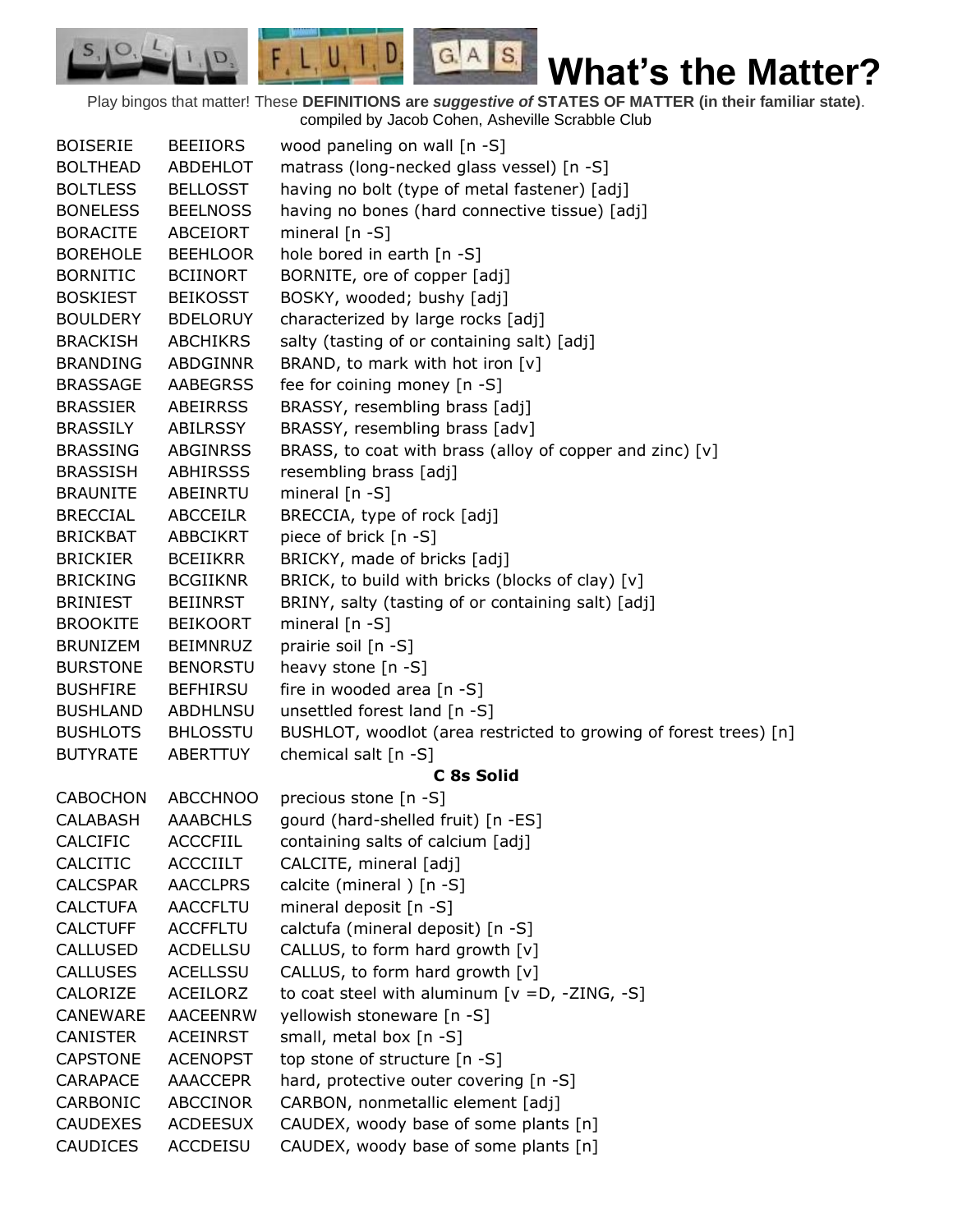# What's the Matter?

Play bingos that matter! These **DEFINITIONS are *suggestive of* STATES OF MATTER (in their familiar state)**.
compiled by Jacob Cohen, Asheville Scrabble Club

| | | |
|---|---|---|
| BOISERIE | BEEIIORS | wood paneling on wall [n -S] |
| BOLTHEAD | ABDEHLOT | matrass (long-necked glass vessel) [n -S] |
| BOLTLESS | BELLOSST | having no bolt (type of metal fastener) [adj] |
| BONELESS | BEELNOSS | having no bones (hard connective tissue) [adj] |
| BORACITE | ABCEIORT | mineral [n -S] |
| BOREHOLE | BEEHLOOR | hole bored in earth [n -S] |
| BORNITIC | BCIINORT | BORNITE, ore of copper [adj] |
| BOSKIEST | BEIKOSST | BOSKY, wooded; bushy [adj] |
| BOULDERY | BDELORUY | characterized by large rocks [adj] |
| BRACKISH | ABCHIKRS | salty (tasting of or containing salt) [adj] |
| BRANDING | ABDGINNR | BRAND, to mark with hot iron [v] |
| BRASSAGE | AABEGRSS | fee for coining money [n -S] |
| BRASSIER | ABEIRRSS | BRASSY, resembling brass [adj] |
| BRASSILY | ABILRSSY | BRASSY, resembling brass [adv] |
| BRASSING | ABGINRSS | BRASS, to coat with brass (alloy of copper and zinc) [v] |
| BRASSISH | ABHIRSSS | resembling brass [adj] |
| BRAUNITE | ABEINRTU | mineral [n -S] |
| BRECCIAL | ABCCEILR | BRECCIA, type of rock [adj] |
| BRICKBAT | ABBCIKRT | piece of brick [n -S] |
| BRICKIER | BCEIIKRR | BRICKY, made of bricks [adj] |
| BRICKING | BCGIIKNR | BRICK, to build with bricks (blocks of clay) [v] |
| BRINIEST | BEIINRST | BRINY, salty (tasting of or containing salt) [adj] |
| BROOKITE | BEIKOORT | mineral [n -S] |
| BRUNIZEM | BEIMNRUZ | prairie soil [n -S] |
| BURSTONE | BENORSTU | heavy stone [n -S] |
| BUSHFIRE | BEFHIRSU | fire in wooded area [n -S] |
| BUSHLAND | ABDHLNSU | unsettled forest land [n -S] |
| BUSHLOTS | BHLOSSTU | BUSHLOT, woodlot (area restricted to growing of forest trees) [n] |
| BUTYRATE | ABERTTUY | chemical salt [n -S] |
| | | **C 8s Solid** |
| CABOCHON | ABCCHNOO | precious stone [n -S] |
| CALABASH | AAABCHLS | gourd (hard-shelled fruit) [n -ES] |
| CALCIFIC | ACCCFIIL | containing salts of calcium [adj] |
| CALCITIC | ACCCIILT | CALCITE, mineral [adj] |
| CALCSPAR | AACCLPRS | calcite (mineral ) [n -S] |
| CALCTUFA | AACCFLTU | mineral deposit [n -S] |
| CALCTUFF | ACCFFLTU | calctufa (mineral deposit) [n -S] |
| CALLUSED | ACDELLSU | CALLUS, to form hard growth [v] |
| CALLUSES | ACELLSSU | CALLUS, to form hard growth [v] |
| CALORIZE | ACEILORZ | to coat steel with aluminum [v =D, -ZING, -S] |
| CANEWARE | AACEENRW | yellowish stoneware [n -S] |
| CANISTER | ACEINRST | small, metal box [n -S] |
| CAPSTONE | ACENOPST | top stone of structure [n -S] |
| CARAPACE | AAACCEPR | hard, protective outer covering [n -S] |
| CARBONIC | ABCCINOR | CARBON, nonmetallic element [adj] |
| CAUDEXES | ACDEESUX | CAUDEX, woody base of some plants [n] |
| CAUDICES | ACCDEISU | CAUDEX, woody base of some plants [n] |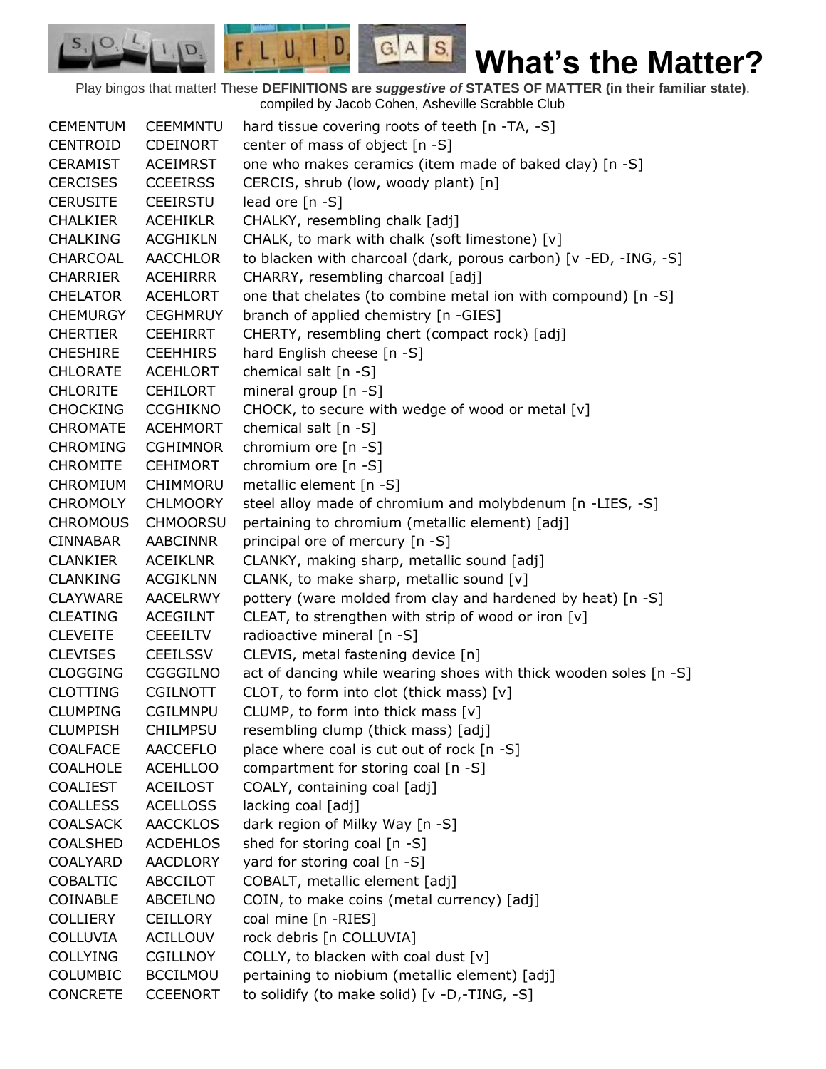# What's the Matter?

Play bingos that matter! These **DEFINITIONS are *suggestive of* STATES OF MATTER (in their familiar state)**.
compiled by Jacob Cohen, Asheville Scrabble Club

| | | |
|---|---|---|
| CEMENTUM | CEEMMNTU | hard tissue covering roots of teeth [n -TA, -S] |
| CENTROID | CDEINORT | center of mass of object [n -S] |
| CERAMIST | ACEIMRST | one who makes ceramics (item made of baked clay) [n -S] |
| CERCISES | CCEEIRSS | CERCIS, shrub (low, woody plant) [n] |
| CERUSITE | CEEIRSTU | lead ore [n -S] |
| CHALKIER | ACEHIKLR | CHALKY, resembling chalk [adj] |
| CHALKING | ACGHIKLN | CHALK, to mark with chalk (soft limestone) [v] |
| CHARCOAL | AACCHLOR | to blacken with charcoal (dark, porous carbon) [v -ED, -ING, -S] |
| CHARRIER | ACEHIRRR | CHARRY, resembling charcoal [adj] |
| CHELATOR | ACEHLORT | one that chelates (to combine metal ion with compound) [n -S] |
| CHEMURGY | CEGHMRUY | branch of applied chemistry [n -GIES] |
| CHERTIER | CEEHIRRT | CHERTY, resembling chert (compact rock) [adj] |
| CHESHIRE | CEEHHIRS | hard English cheese [n -S] |
| CHLORATE | ACEHLORT | chemical salt [n -S] |
| CHLORITE | CEHILORT | mineral group [n -S] |
| CHOCKING | CCGHIKNO | CHOCK, to secure with wedge of wood or metal [v] |
| CHROMATE | ACEHMORT | chemical salt [n -S] |
| CHROMING | CGHIMNOR | chromium ore [n -S] |
| CHROMITE | CEHIMORT | chromium ore [n -S] |
| CHROMIUM | CHIMMORU | metallic element [n -S] |
| CHROMOLY | CHLMOORY | steel alloy made of chromium and molybdenum [n -LIES, -S] |
| CHROMOUS | CHMOORSU | pertaining to chromium (metallic element) [adj] |
| CINNABAR | AABCINNR | principal ore of mercury [n -S] |
| CLANKIER | ACEIKLNR | CLANKY, making sharp, metallic sound [adj] |
| CLANKING | ACGIKLNN | CLANK, to make sharp, metallic sound [v] |
| CLAYWARE | AACELRWY | pottery (ware molded from clay and hardened by heat) [n -S] |
| CLEATING | ACEGILNT | CLEAT, to strengthen with strip of wood or iron [v] |
| CLEVEITE | CEEEILTV | radioactive mineral [n -S] |
| CLEVISES | CEEILSSV | CLEVIS, metal fastening device [n] |
| CLOGGING | CGGGILNO | act of dancing while wearing shoes with thick wooden soles [n -S] |
| CLOTTING | CGILNOTT | CLOT, to form into clot (thick mass) [v] |
| CLUMPING | CGILMNPU | CLUMP, to form into thick mass [v] |
| CLUMPISH | CHILMPSU | resembling clump (thick mass) [adj] |
| COALFACE | AACCEFLO | place where coal is cut out of rock [n -S] |
| COALHOLE | ACEHLLOO | compartment for storing coal [n -S] |
| COALIEST | ACEILOST | COALY, containing coal [adj] |
| COALLESS | ACELLOSS | lacking coal [adj] |
| COALSACK | AACCKLOS | dark region of Milky Way [n -S] |
| COALSHED | ACDEHLOS | shed for storing coal [n -S] |
| COALYARD | AACDLORY | yard for storing coal [n -S] |
| COBALTIC | ABCCILOT | COBALT, metallic element [adj] |
| COINABLE | ABCEILNO | COIN, to make coins (metal currency) [adj] |
| COLLIERY | CEILLORY | coal mine [n -RIES] |
| COLLUVIA | ACILLOUV | rock debris [n COLLUVIA] |
| COLLYING | CGILLNOY | COLLY, to blacken with coal dust [v] |
| COLUMBIC | BCCILMOU | pertaining to niobium (metallic element) [adj] |
| CONCRETE | CCEENORT | to solidify (to make solid) [v -D,-TING, -S] |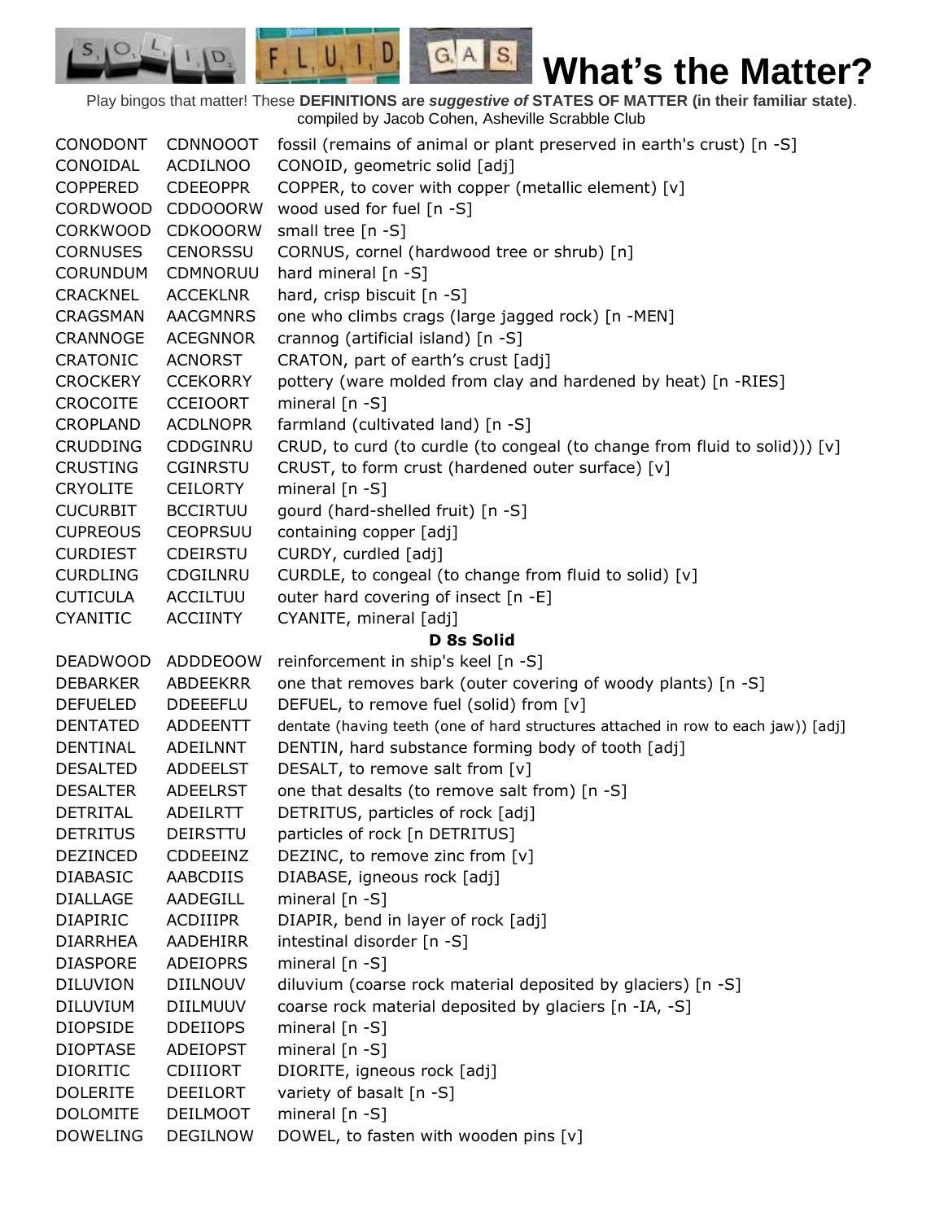# What's the Matter?

Play bingos that matter! These **DEFINITIONS are *suggestive of* STATES OF MATTER (in their familiar state)**.
compiled by Jacob Cohen, Asheville Scrabble Club

| | | |
|---|---|---|
| CONODONT | CDNNOOOT | fossil (remains of animal or plant preserved in earth's crust) [n -S] |
| CONOIDAL | ACDILNOO | CONOID, geometric solid [adj] |
| COPPERED | CDEEOPPR | COPPER, to cover with copper (metallic element) [v] |
| CORDWOOD | CDDOOORW | wood used for fuel [n -S] |
| CORKWOOD | CDKOOORW | small tree [n -S] |
| CORNUSES | CENORSSU | CORNUS, cornel (hardwood tree or shrub) [n] |
| CORUNDUM | CDMNORUU | hard mineral [n -S] |
| CRACKNEL | ACCEKLNR | hard, crisp biscuit [n -S] |
| CRAGSMAN | AACGMNRS | one who climbs crags (large jagged rock) [n -MEN] |
| CRANNOGE | ACEGNNOR | crannog (artificial island) [n -S] |
| CRATONIC | ACNORST | CRATON, part of earth's crust [adj] |
| CROCKERY | CCEKORRY | pottery (ware molded from clay and hardened by heat) [n -RIES] |
| CROCOITE | CCEIOORT | mineral [n -S] |
| CROPLAND | ACDLNOPR | farmland (cultivated land) [n -S] |
| CRUDDING | CDDGINRU | CRUD, to curd (to curdle (to congeal (to change from fluid to solid))) [v] |
| CRUSTING | CGINRSTU | CRUST, to form crust (hardened outer surface) [v] |
| CRYOLITE | CEILORTY | mineral [n -S] |
| CUCURBIT | BCCIRTUU | gourd (hard-shelled fruit) [n -S] |
| CUPREOUS | CEOPRSUU | containing copper [adj] |
| CURDIEST | CDEIRSTU | CURDY, curdled [adj] |
| CURDLING | CDGILNRU | CURDLE, to congeal (to change from fluid to solid) [v] |
| CUTICULA | ACCILTUU | outer hard covering of insect [n -E] |
| CYANITIC | ACCIINTY | CYANITE, mineral [adj] |

**D 8s Solid**

| | | |
|---|---|---|
| DEADWOOD | ADDDEOOW | reinforcement in ship's keel [n -S] |
| DEBARKER | ABDEEKRR | one that removes bark (outer covering of woody plants) [n -S] |
| DEFUELED | DDEEEFLU | DEFUEL, to remove fuel (solid) from [v] |
| DENTATED | ADDEENTT | dentate (having teeth (one of hard structures attached in row to each jaw)) [adj] |
| DENTINAL | ADEILNNT | DENTIN, hard substance forming body of tooth [adj] |
| DESALTED | ADDEELST | DESALT, to remove salt from [v] |
| DESALTER | ADEELRST | one that desalts (to remove salt from) [n -S] |
| DETRITAL | ADEILRTT | DETRITUS, particles of rock [adj] |
| DETRITUS | DEIRSTTU | particles of rock [n DETRITUS] |
| DEZINCED | CDDEEINZ | DEZINC, to remove zinc from [v] |
| DIABASIC | AABCDIIS | DIABASE, igneous rock [adj] |
| DIALLAGE | AADEGILL | mineral [n -S] |
| DIAPIRIC | ACDIIIPR | DIAPIR, bend in layer of rock [adj] |
| DIARRHEA | AADEHIRR | intestinal disorder [n -S] |
| DIASPORE | ADEIOPRS | mineral [n -S] |
| DILUVION | DIILNOUV | diluvium (coarse rock material deposited by glaciers) [n -S] |
| DILUVIUM | DIILMUUV | coarse rock material deposited by glaciers [n -IA, -S] |
| DIOPSIDE | DDEIIOPS | mineral [n -S] |
| DIOPTASE | ADEIOPST | mineral [n -S] |
| DIORITIC | CDIIIORT | DIORITE, igneous rock [adj] |
| DOLERITE | DEEILORT | variety of basalt [n -S] |
| DOLOMITE | DEILMOOT | mineral [n -S] |
| DOWELING | DEGILNOW | DOWEL, to fasten with wooden pins [v] |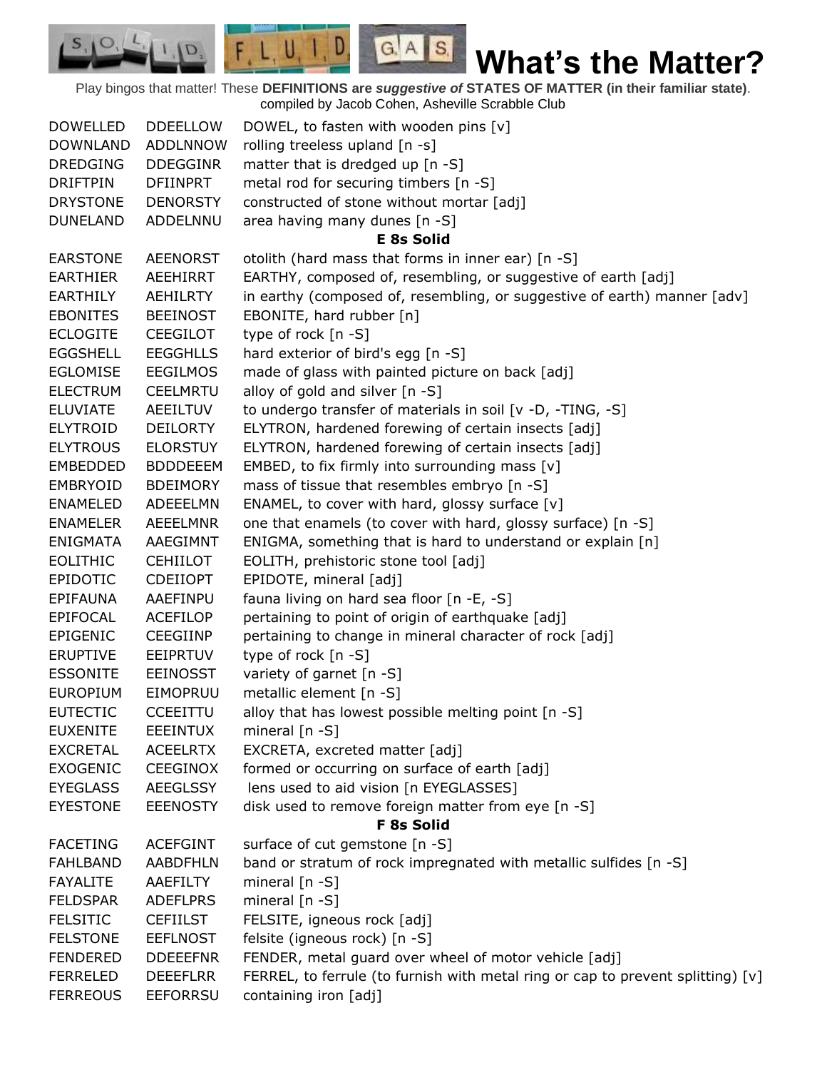# What's the Matter?

Play bingos that matter! These **DEFINITIONS are *suggestive of* STATES OF MATTER (in their familiar state)**. compiled by Jacob Cohen, Asheville Scrabble Club

| | | |
|---|---|---|
| DOWELLED | DDEELLOW | DOWEL, to fasten with wooden pins [v] |
| DOWNLAND | ADDLNNOW | rolling treeless upland [n -s] |
| DREDGING | DDEGGINR | matter that is dredged up [n -S] |
| DRIFTPIN | DFIINPRT | metal rod for securing timbers [n -S] |
| DRYSTONE | DENORSTY | constructed of stone without mortar [adj] |
| DUNELAND | ADDELNNU | area having many dunes [n -S] |
| | | **E 8s Solid** |
| EARSTONE | AEENORST | otolith (hard mass that forms in inner ear) [n -S] |
| EARTHIER | AEEHIRRT | EARTHY, composed of, resembling, or suggestive of earth [adj] |
| EARTHILY | AEHILRTY | in earthy (composed of, resembling, or suggestive of earth) manner [adv] |
| EBONITES | BEEINOST | EBONITE, hard rubber [n] |
| ECLOGITE | CEEGILOT | type of rock [n -S] |
| EGGSHELL | EEGGHLLS | hard exterior of bird's egg [n -S] |
| EGLOMISE | EEGILMOS | made of glass with painted picture on back [adj] |
| ELECTRUM | CEELMRTU | alloy of gold and silver [n -S] |
| ELUVIATE | AEEILTUV | to undergo transfer of materials in soil [v -D, -TING, -S] |
| ELYTROID | DEILORTY | ELYTRON, hardened forewing of certain insects [adj] |
| ELYTROUS | ELORSTUY | ELYTRON, hardened forewing of certain insects [adj] |
| EMBEDDED | BDDDEEEM | EMBED, to fix firmly into surrounding mass [v] |
| EMBRYOID | BDEIMORY | mass of tissue that resembles embryo [n -S] |
| ENAMELED | ADEEELMN | ENAMEL, to cover with hard, glossy surface [v] |
| ENAMELER | AEEELMNR | one that enamels (to cover with hard, glossy surface) [n -S] |
| ENIGMATA | AAEGIMNT | ENIGMA, something that is hard to understand or explain [n] |
| EOLITHIC | CEHIILOT | EOLITH, prehistoric stone tool [adj] |
| EPIDOTIC | CDEIIOPT | EPIDOTE, mineral [adj] |
| EPIFAUNA | AAEFINPU | fauna living on hard sea floor [n -E, -S] |
| EPIFOCAL | ACEFILOP | pertaining to point of origin of earthquake [adj] |
| EPIGENIC | CEEGIINP | pertaining to change in mineral character of rock [adj] |
| ERUPTIVE | EEIPRTUV | type of rock [n -S] |
| ESSONITE | EEINOSST | variety of garnet [n -S] |
| EUROPIUM | EIMOPRUU | metallic element [n -S] |
| EUTECTIC | CCEEITTU | alloy that has lowest possible melting point [n -S] |
| EUXENITE | EEEINTUX | mineral [n -S] |
| EXCRETAL | ACEELRTX | EXCRETA, excreted matter [adj] |
| EXOGENIC | CEEGINOX | formed or occurring on surface of earth [adj] |
| EYEGLASS | AEEGLSSY | lens used to aid vision [n EYEGLASSES] |
| EYESTONE | EEENOSTY | disk used to remove foreign matter from eye [n -S] |
| | | **F 8s Solid** |
| FACETING | ACEFGINT | surface of cut gemstone [n -S] |
| FAHLBAND | AABDFHLN | band or stratum of rock impregnated with metallic sulfides [n -S] |
| FAYALITE | AAEFILTY | mineral [n -S] |
| FELDSPAR | ADEFLPRS | mineral [n -S] |
| FELSITIC | CEFIILST | FELSITE, igneous rock [adj] |
| FELSTONE | EEFLNOST | felsite (igneous rock) [n -S] |
| FENDERED | DDEEEFNR | FENDER, metal guard over wheel of motor vehicle [adj] |
| FERRELED | DEEEFLRR | FERREL, to ferrule (to furnish with metal ring or cap to prevent splitting) [v] |
| FERREOUS | EEFORRSU | containing iron [adj] |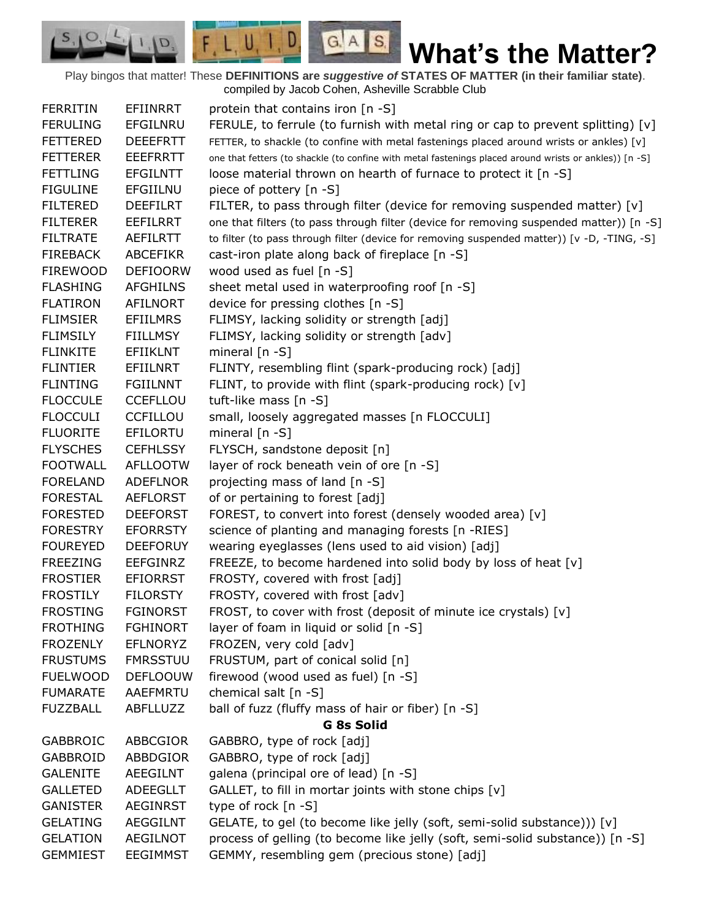# What's the Matter?

Play bingos that matter! These **DEFINITIONS are *suggestive of* STATES OF MATTER (in their familiar state)**.
compiled by Jacob Cohen, Asheville Scrabble Club

| | | |
|---|---|---|
| FERRITIN | EFIINRRT | protein that contains iron [n -S] |
| FERULING | EFGILNRU | FERULE, to ferrule (to furnish with metal ring or cap to prevent splitting) [v] |
| FETTERED | DEEEFRTT | FETTER, to shackle (to confine with metal fastenings placed around wrists or ankles) [v] |
| FETTERER | EEEFRRTT | one that fetters (to shackle (to confine with metal fastenings placed around wrists or ankles)) [n -S] |
| FETTLING | EFGILNTT | loose material thrown on hearth of furnace to protect it [n -S] |
| FIGULINE | EFGIILNU | piece of pottery [n -S] |
| FILTERED | DEEFILRT | FILTER, to pass through filter (device for removing suspended matter) [v] |
| FILTERER | EEFILRRT | one that filters (to pass through filter (device for removing suspended matter)) [n -S] |
| FILTRATE | AEFILRTT | to filter (to pass through filter (device for removing suspended matter)) [v -D, -TING, -S] |
| FIREBACK | ABCEFIKR | cast-iron plate along back of fireplace [n -S] |
| FIREWOOD | DEFIOORW | wood used as fuel [n -S] |
| FLASHING | AFGHILNS | sheet metal used in waterproofing roof [n -S] |
| FLATIRON | AFILNORT | device for pressing clothes [n -S] |
| FLIMSIER | EFIILMRS | FLIMSY, lacking solidity or strength [adj] |
| FLIMSILY | FIILLMSY | FLIMSY, lacking solidity or strength [adv] |
| FLINKITE | EFIIKLNT | mineral [n -S] |
| FLINTIER | EFIILNRT | FLINTY, resembling flint (spark-producing rock) [adj] |
| FLINTING | FGIILNNT | FLINT, to provide with flint (spark-producing rock) [v] |
| FLOCCULE | CCEFLLOU | tuft-like mass [n -S] |
| FLOCCULI | CCFILLOU | small, loosely aggregated masses [n FLOCCULI] |
| FLUORITE | EFILORTU | mineral [n -S] |
| FLYSCHES | CEFHLSSY | FLYSCH, sandstone deposit [n] |
| FOOTWALL | AFLLOOTW | layer of rock beneath vein of ore [n -S] |
| FORELAND | ADEFLNOR | projecting mass of land [n -S] |
| FORESTAL | AEFLORST | of or pertaining to forest [adj] |
| FORESTED | DEEFORST | FOREST, to convert into forest (densely wooded area) [v] |
| FORESTRY | EFORRSTY | science of planting and managing forests [n -RIES] |
| FOUREYED | DEEFORUY | wearing eyeglasses (lens used to aid vision) [adj] |
| FREEZING | EEFGINRZ | FREEZE, to become hardened into solid body by loss of heat [v] |
| FROSTIER | EFIORRST | FROSTY, covered with frost [adj] |
| FROSTILY | FILORSTY | FROSTY, covered with frost [adv] |
| FROSTING | FGINORST | FROST, to cover with frost (deposit of minute ice crystals) [v] |
| FROTHING | FGHINORT | layer of foam in liquid or solid [n -S] |
| FROZENLY | EFLNORYZ | FROZEN, very cold [adv] |
| FRUSTUMS | FMRSSTUU | FRUSTUM, part of conical solid [n] |
| FUELWOOD | DEFLOOUW | firewood (wood used as fuel) [n -S] |
| FUMARATE | AAEFMRTU | chemical salt [n -S] |
| FUZZBALL | ABFLLUZZ | ball of fuzz (fluffy mass of hair or fiber) [n -S] |
| | | **G 8s Solid** |
| GABBROIC | ABBCGIOR | GABBRO, type of rock [adj] |
| GABBROID | ABBDGIOR | GABBRO, type of rock [adj] |
| GALENITE | AEEGILNT | galena (principal ore of lead) [n -S] |
| GALLETED | ADEEGLLT | GALLET, to fill in mortar joints with stone chips [v] |
| GANISTER | AEGINRST | type of rock [n -S] |
| GELATING | AEGGILNT | GELATE, to gel (to become like jelly (soft, semi-solid substance))) [v] |
| GELATION | AEGILNOT | process of gelling (to become like jelly (soft, semi-solid substance)) [n -S] |
| GEMMIEST | EEGIMMST | GEMMY, resembling gem (precious stone) [adj] |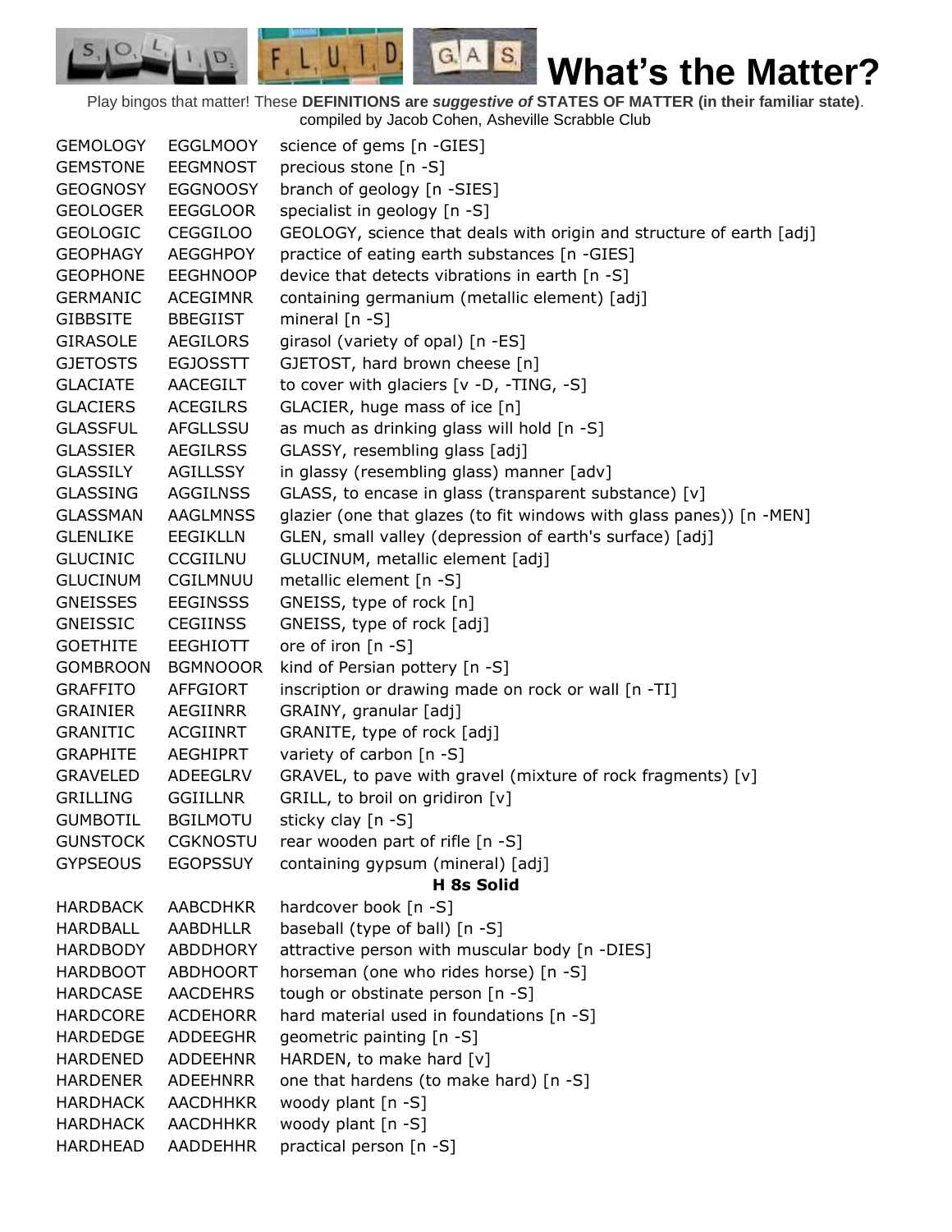# What's the Matter?

Play bingos that matter! These **DEFINITIONS are *suggestive of* STATES OF MATTER (in their familiar state)**. compiled by Jacob Cohen, Asheville Scrabble Club

| | | |
|---|---|---|
| GEMOLOGY | EGGLMOOY | science of gems [n -GIES] |
| GEMSTONE | EEGMNOST | precious stone [n -S] |
| GEOGNOSY | EGGNOOSY | branch of geology [n -SIES] |
| GEOLOGER | EEGGLOOR | specialist in geology [n -S] |
| GEOLOGIC | CEGGILOO | GEOLOGY, science that deals with origin and structure of earth [adj] |
| GEOPHAGY | AEGGHPOY | practice of eating earth substances [n -GIES] |
| GEOPHONE | EEGHNOOP | device that detects vibrations in earth [n -S] |
| GERMANIC | ACEGIMNR | containing germanium (metallic element) [adj] |
| GIBBSITE | BBEGIIST | mineral [n -S] |
| GIRASOLE | AEGILORS | girasol (variety of opal) [n -ES] |
| GJETOSTS | EGJOSSTT | GJETOST, hard brown cheese [n] |
| GLACIATE | AACEGILT | to cover with glaciers [v -D, -TING, -S] |
| GLACIERS | ACEGILRS | GLACIER, huge mass of ice [n] |
| GLASSFUL | AFGLLSSU | as much as drinking glass will hold [n -S] |
| GLASSIER | AEGILRSS | GLASSY, resembling glass [adj] |
| GLASSILY | AGILLSSY | in glassy (resembling glass) manner [adv] |
| GLASSING | AGGILNSS | GLASS, to encase in glass (transparent substance) [v] |
| GLASSMAN | AAGLMNSS | glazier (one that glazes (to fit windows with glass panes)) [n -MEN] |
| GLENLIKE | EEGIKLLN | GLEN, small valley (depression of earth's surface) [adj] |
| GLUCINIC | CCGIILNU | GLUCINUM, metallic element [adj] |
| GLUCINUM | CGILMNUU | metallic element [n -S] |
| GNEISSES | EEGINSSS | GNEISS, type of rock [n] |
| GNEISSIC | CEGIINSS | GNEISS, type of rock [adj] |
| GOETHITE | EEGHIOTT | ore of iron [n -S] |
| GOMBROON | BGMNOOOR | kind of Persian pottery [n -S] |
| GRAFFITO | AFFGIORT | inscription or drawing made on rock or wall [n -TI] |
| GRAINIER | AEGIINRR | GRAINY, granular [adj] |
| GRANITIC | ACGIINRT | GRANITE, type of rock [adj] |
| GRAPHITE | AEGHIPRT | variety of carbon [n -S] |
| GRAVELED | ADEEGLRV | GRAVEL, to pave with gravel (mixture of rock fragments) [v] |
| GRILLING | GGIILLNR | GRILL, to broil on gridiron [v] |
| GUMBOTIL | BGILMOTU | sticky clay [n -S] |
| GUNSTOCK | CGKNOSTU | rear wooden part of rifle [n -S] |
| GYPSEOUS | EGOPSSUY | containing gypsum (mineral) [adj] |
| | | **H 8s Solid** |
| HARDBACK | AABCDHKR | hardcover book [n -S] |
| HARDBALL | AABDHLLR | baseball (type of ball) [n -S] |
| HARDBODY | ABDDHORY | attractive person with muscular body [n -DIES] |
| HARDBOOT | ABDHOORT | horseman (one who rides horse) [n -S] |
| HARDCASE | AACDEHRS | tough or obstinate person [n -S] |
| HARDCORE | ACDEHORR | hard material used in foundations [n -S] |
| HARDEDGE | ADDEEGHR | geometric painting [n -S] |
| HARDENED | ADDEEHNR | HARDEN, to make hard [v] |
| HARDENER | ADEEHNRR | one that hardens (to make hard) [n -S] |
| HARDHACK | AACDHHKR | woody plant [n -S] |
| HARDHACK | AACDHHKR | woody plant [n -S] |
| HARDHEAD | AADDEHHR | practical person [n -S] |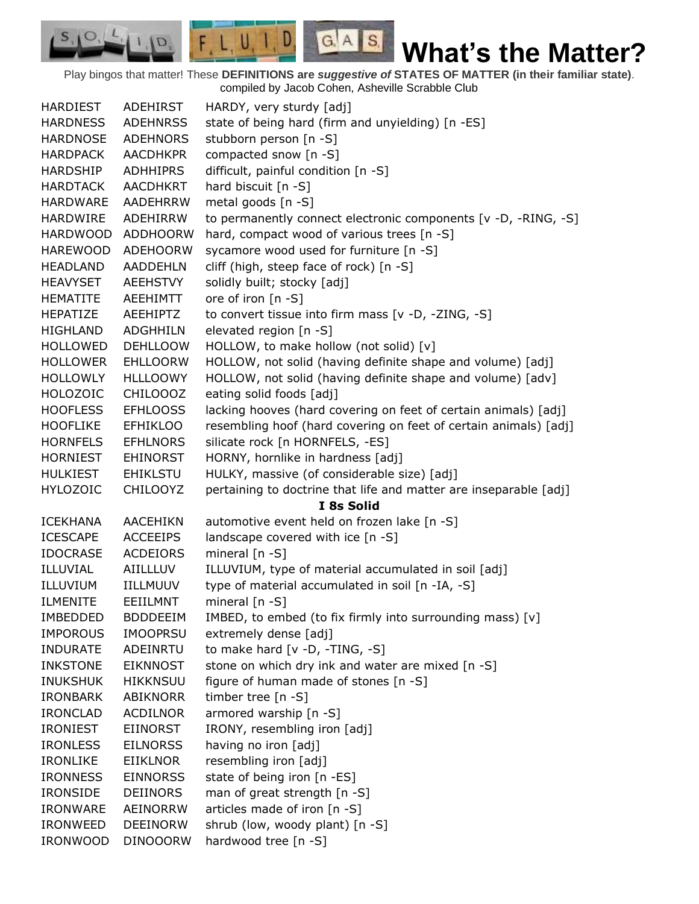# What's the Matter?

Play bingos that matter! These **DEFINITIONS are *suggestive of* STATES OF MATTER (in their familiar state)**.
compiled by Jacob Cohen, Asheville Scrabble Club

| | | |
|---|---|---|
| HARDIEST | ADEHIRST | HARDY, very sturdy [adj] |
| HARDNESS | ADEHNRSS | state of being hard (firm and unyielding) [n -ES] |
| HARDNOSE | ADEHNORS | stubborn person [n -S] |
| HARDPACK | AACDHKPR | compacted snow [n -S] |
| HARDSHIP | ADHHIPRS | difficult, painful condition [n -S] |
| HARDTACK | AACDHKRT | hard biscuit [n -S] |
| HARDWARE | AADEHRRW | metal goods [n -S] |
| HARDWIRE | ADEHIRRW | to permanently connect electronic components [v -D, -RING, -S] |
| HARDWOOD | ADDHOORW | hard, compact wood of various trees [n -S] |
| HAREWOOD | ADEHOORW | sycamore wood used for furniture [n -S] |
| HEADLAND | AADDEHLN | cliff (high, steep face of rock) [n -S] |
| HEAVYSET | AEEHSTVY | solidly built; stocky [adj] |
| HEMATITE | AEEHIMTT | ore of iron [n -S] |
| HEPATIZE | AEEHIPTZ | to convert tissue into firm mass [v -D, -ZING, -S] |
| HIGHLAND | ADGHHILN | elevated region [n -S] |
| HOLLOWED | DEHLLOOW | HOLLOW, to make hollow (not solid) [v] |
| HOLLOWER | EHLLOORW | HOLLOW, not solid (having definite shape and volume) [adj] |
| HOLLOWLY | HLLLOOWY | HOLLOW, not solid (having definite shape and volume) [adv] |
| HOLOZOIC | CHILOOOZ | eating solid foods [adj] |
| HOOFLESS | EFHLOOSS | lacking hooves (hard covering on feet of certain animals) [adj] |
| HOOFLIKE | EFHIKLOO | resembling hoof (hard covering on feet of certain animals) [adj] |
| HORNFELS | EFHLNORS | silicate rock [n HORNFELS, -ES] |
| HORNIEST | EHINORST | HORNY, hornlike in hardness [adj] |
| HULKIEST | EHIKLSTU | HULKY, massive (of considerable size) [adj] |
| HYLOZOIC | CHILOOYZ | pertaining to doctrine that life and matter are inseparable [adj] |
| | | **I 8s Solid** |
| ICEKHANA | AACEHIKN | automotive event held on frozen lake [n -S] |
| ICESCAPE | ACCEEIPS | landscape covered with ice [n -S] |
| IDOCRASE | ACDEIORS | mineral [n -S] |
| ILLUVIAL | AIILLLUV | ILLUVIUM, type of material accumulated in soil [adj] |
| ILLUVIUM | IILLMUUV | type of material accumulated in soil [n -IA, -S] |
| ILMENITE | EEIILMNT | mineral [n -S] |
| IMBEDDED | BDDDEEIM | IMBED, to embed (to fix firmly into surrounding mass) [v] |
| IMPOROUS | IMOOPRSU | extremely dense [adj] |
| INDURATE | ADEINRTU | to make hard [v -D, -TING, -S] |
| INKSTONE | EIKNNOST | stone on which dry ink and water are mixed [n -S] |
| INUKSHUK | HIKKNSUU | figure of human made of stones [n -S] |
| IRONBARK | ABIKNORR | timber tree [n -S] |
| IRONCLAD | ACDILNOR | armored warship [n -S] |
| IRONIEST | EIINORST | IRONY, resembling iron [adj] |
| IRONLESS | EILNORSS | having no iron [adj] |
| IRONLIKE | EIIKLNOR | resembling iron [adj] |
| IRONNESS | EINNORSS | state of being iron [n -ES] |
| IRONSIDE | DEIINORS | man of great strength [n -S] |
| IRONWARE | AEINORRW | articles made of iron [n -S] |
| IRONWEED | DEEINORW | shrub (low, woody plant) [n -S] |
| IRONWOOD | DINOOORW | hardwood tree [n -S] |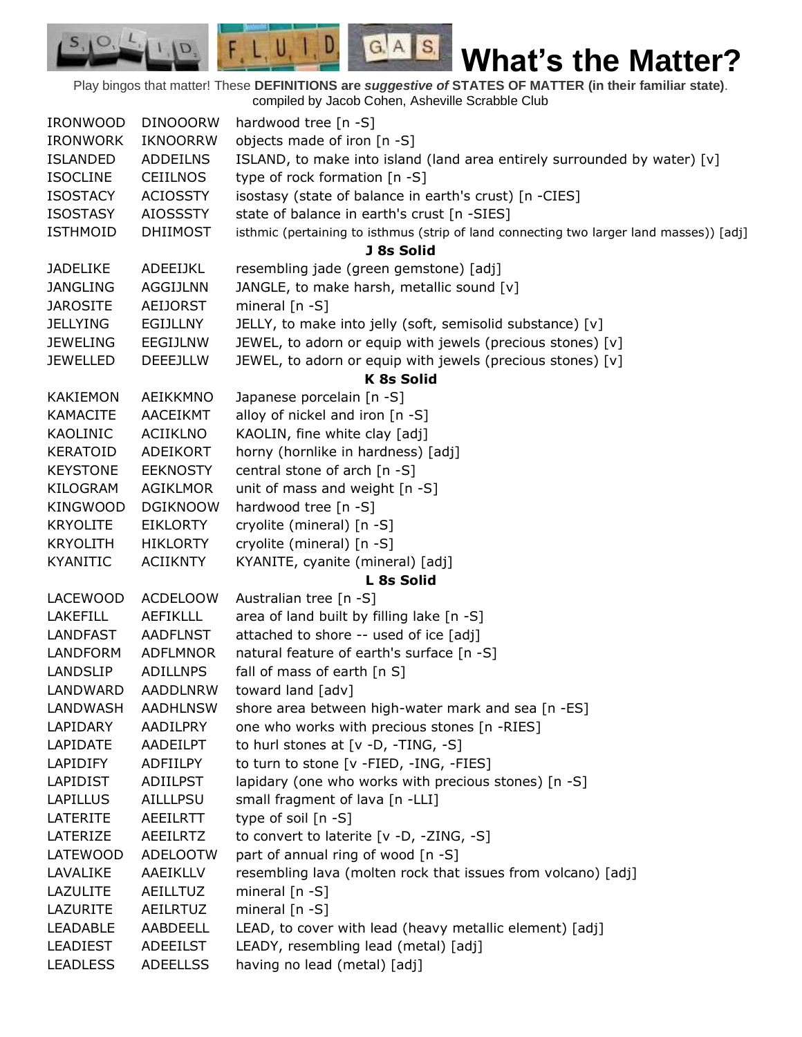Play bingos that matter! These **DEFINITIONS are *suggestive of* STATES OF MATTER (in their familiar state)**.
compiled by Jacob Cohen, Asheville Scrabble Club

| | | |
|---|---|---|
| IRONWOOD | DINOOORW | hardwood tree [n -S] |
| IRONWORK | IKNOORRW | objects made of iron [n -S] |
| ISLANDED | ADDEILNS | ISLAND, to make into island (land area entirely surrounded by water) [v] |
| ISOCLINE | CEIILNOS | type of rock formation [n -S] |
| ISOSTACY | ACIOSSTY | isostasy (state of balance in earth's crust) [n -CIES] |
| ISOSTASY | AIOSSSTY | state of balance in earth's crust [n -SIES] |
| ISTHMOID | DHIIMOST | isthmic (pertaining to isthmus (strip of land connecting two larger land masses)) [adj] |
| | **J 8s Solid** | |
| JADELIKE | ADEEIJKL | resembling jade (green gemstone) [adj] |
| JANGLING | AGGIJLNN | JANGLE, to make harsh, metallic sound [v] |
| JAROSITE | AEIJORST | mineral [n -S] |
| JELLYING | EGIJLLNY | JELLY, to make into jelly (soft, semisolid substance) [v] |
| JEWELING | EEGIJLNW | JEWEL, to adorn or equip with jewels (precious stones) [v] |
| JEWELLED | DEEEJLLW | JEWEL, to adorn or equip with jewels (precious stones) [v] |
| | **K 8s Solid** | |
| KAKIEMON | AEIKKMNO | Japanese porcelain [n -S] |
| KAMACITE | AACEIKMT | alloy of nickel and iron [n -S] |
| KAOLINIC | ACIIKLNO | KAOLIN, fine white clay [adj] |
| KERATOID | ADEIKORT | horny (hornlike in hardness) [adj] |
| KEYSTONE | EEKNOSTY | central stone of arch [n -S] |
| KILOGRAM | AGIKLMOR | unit of mass and weight [n -S] |
| KINGWOOD | DGIKNOOW | hardwood tree [n -S] |
| KRYOLITE | EIKLORTY | cryolite (mineral) [n -S] |
| KRYOLITH | HIKLORTY | cryolite (mineral) [n -S] |
| KYANITIC | ACIIKNTY | KYANITE, cyanite (mineral) [adj] |
| | **L 8s Solid** | |
| LACEWOOD | ACDELOOW | Australian tree [n -S] |
| LAKEFILL | AEFIKLLL | area of land built by filling lake [n -S] |
| LANDFAST | AADFLNST | attached to shore -- used of ice [adj] |
| LANDFORM | ADFLMNOR | natural feature of earth's surface [n -S] |
| LANDSLIP | ADILLNPS | fall of mass of earth [n S] |
| LANDWARD | AADDLNRW | toward land [adv] |
| LANDWASH | AADHLNSW | shore area between high-water mark and sea [n -ES] |
| LAPIDARY | AADILPRY | one who works with precious stones [n -RIES] |
| LAPIDATE | AADEILPT | to hurl stones at [v -D, -TING, -S] |
| LAPIDIFY | ADFIILPY | to turn to stone [v -FIED, -ING, -FIES] |
| LAPIDIST | ADIILPST | lapidary (one who works with precious stones) [n -S] |
| LAPILLUS | AILLLPSU | small fragment of lava [n -LLI] |
| LATERITE | AEEILRTT | type of soil [n -S] |
| LATERIZE | AEEILRTZ | to convert to laterite [v -D, -ZING, -S] |
| LATEWOOD | ADELOOTW | part of annual ring of wood [n -S] |
| LAVALIKE | AAEIKLLV | resembling lava (molten rock that issues from volcano) [adj] |
| LAZULITE | AEILLTUZ | mineral [n -S] |
| LAZURITE | AEILRTUZ | mineral [n -S] |
| LEADABLE | AABDEELL | LEAD, to cover with lead (heavy metallic element) [adj] |
| LEADIEST | ADEEILST | LEADY, resembling lead (metal) [adj] |
| LEADLESS | ADEELLSS | having no lead (metal) [adj] |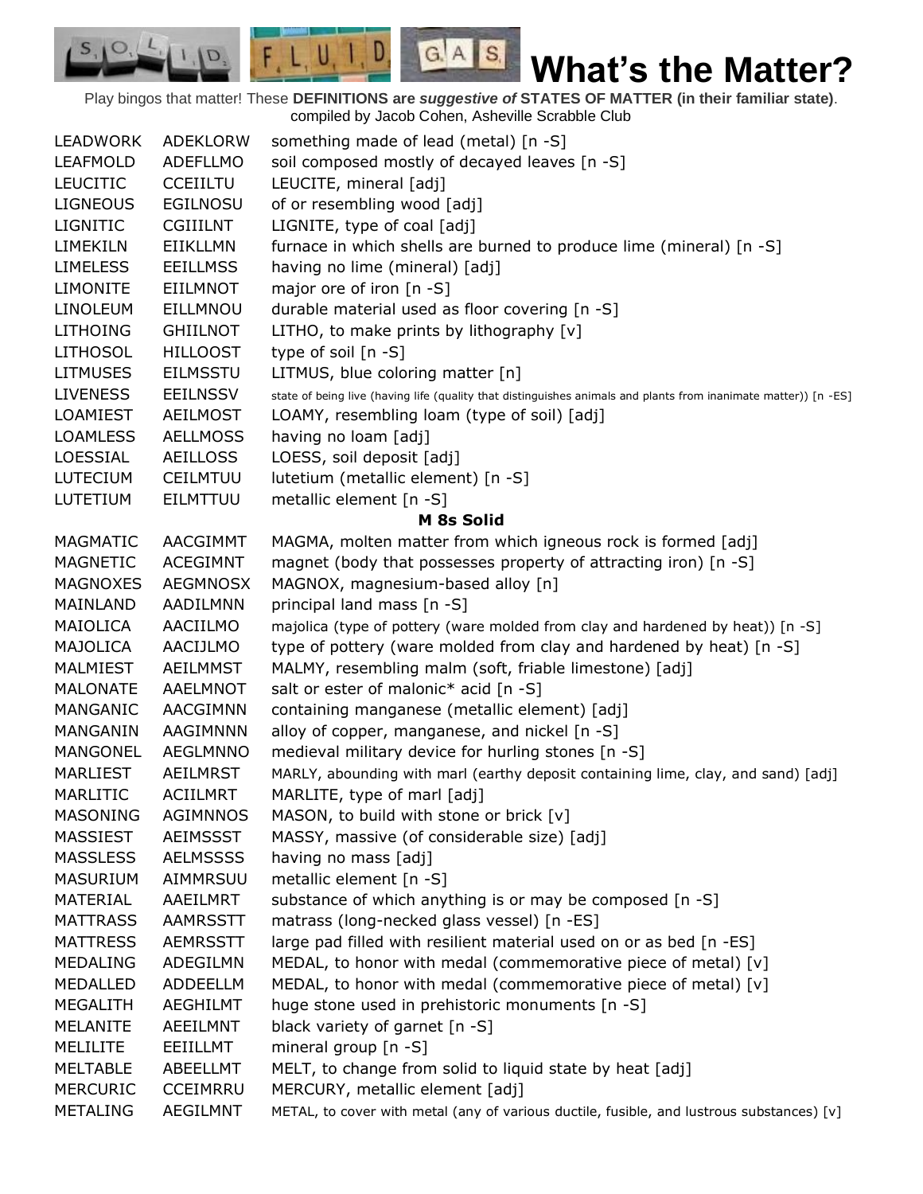# What's the Matter?

Play bingos that matter! These **DEFINITIONS are *suggestive of* STATES OF MATTER (in their familiar state)**. compiled by Jacob Cohen, Asheville Scrabble Club

| | | |
|---|---|---|
| LEADWORK | ADEKLORW | something made of lead (metal) [n -S] |
| LEAFMOLD | ADEFLLMO | soil composed mostly of decayed leaves [n -S] |
| LEUCITIC | CCEIILTU | LEUCITE, mineral [adj] |
| LIGNEOUS | EGILNOSU | of or resembling wood [adj] |
| LIGNITIC | CGIIILNT | LIGNITE, type of coal [adj] |
| LIMEKILN | EIIKLLMN | furnace in which shells are burned to produce lime (mineral) [n -S] |
| LIMELESS | EEILLMSS | having no lime (mineral) [adj] |
| LIMONITE | EIILMNOT | major ore of iron [n -S] |
| LINOLEUM | EILLMNOU | durable material used as floor covering [n -S] |
| LITHOING | GHIILNOT | LITHO, to make prints by lithography [v] |
| LITHOSOL | HILLOOST | type of soil [n -S] |
| LITMUSES | EILMSSTU | LITMUS, blue coloring matter [n] |
| LIVENESS | EEILNSSV | state of being live (having life (quality that distinguishes animals and plants from inanimate matter)) [n -ES] |
| LOAMIEST | AEILMOST | LOAMY, resembling loam (type of soil) [adj] |
| LOAMLESS | AELLMOSS | having no loam [adj] |
| LOESSIAL | AEILLOSS | LOESS, soil deposit [adj] |
| LUTECIUM | CEILMTUU | lutetium (metallic element) [n -S] |
| LUTETIUM | EILMTTUU | metallic element [n -S] |

**M 8s Solid**

| | | |
|---|---|---|
| MAGMATIC | AACGIMMT | MAGMA, molten matter from which igneous rock is formed [adj] |
| MAGNETIC | ACEGIMNT | magnet (body that possesses property of attracting iron) [n -S] |
| MAGNOXES | AEGMNOSX | MAGNOX, magnesium-based alloy [n] |
| MAINLAND | AADILMNN | principal land mass [n -S] |
| MAIOLICA | AACIILMO | majolica (type of pottery (ware molded from clay and hardened by heat)) [n -S] |
| MAJOLICA | AACIJLMO | type of pottery (ware molded from clay and hardened by heat) [n -S] |
| MALMIEST | AEILMMST | MALMY, resembling malm (soft, friable limestone) [adj] |
| MALONATE | AAELMNOT | salt or ester of malonic* acid [n -S] |
| MANGANIC | AACGIMNN | containing manganese (metallic element) [adj] |
| MANGANIN | AAGIMNNN | alloy of copper, manganese, and nickel [n -S] |
| MANGONEL | AEGLMNNO | medieval military device for hurling stones [n -S] |
| MARLIEST | AEILMRST | MARLY, abounding with marl (earthy deposit containing lime, clay, and sand) [adj] |
| MARLITIC | ACIILMRT | MARLITE, type of marl [adj] |
| MASONING | AGIMNNOS | MASON, to build with stone or brick [v] |
| MASSIEST | AEIMSSST | MASSY, massive (of considerable size) [adj] |
| MASSLESS | AELMSSSS | having no mass [adj] |
| MASURIUM | AIMMRSUU | metallic element [n -S] |
| MATERIAL | AAEILMRT | substance of which anything is or may be composed [n -S] |
| MATTRASS | AAMRSSTT | matrass (long-necked glass vessel) [n -ES] |
| MATTRESS | AEMRSSTT | large pad filled with resilient material used on or as bed [n -ES] |
| MEDALING | ADEGILMN | MEDAL, to honor with medal (commemorative piece of metal) [v] |
| MEDALLED | ADDEELLM | MEDAL, to honor with medal (commemorative piece of metal) [v] |
| MEGALITH | AEGHILMT | huge stone used in prehistoric monuments [n -S] |
| MELANITE | AEEILMNT | black variety of garnet [n -S] |
| MELILITE | EEIILLMT | mineral group [n -S] |
| MELTABLE | ABEELLMT | MELT, to change from solid to liquid state by heat [adj] |
| MERCURIC | CCEIMRRU | MERCURY, metallic element [adj] |
| METALING | AEGILMNT | METAL, to cover with metal (any of various ductile, fusible, and lustrous substances) [v] |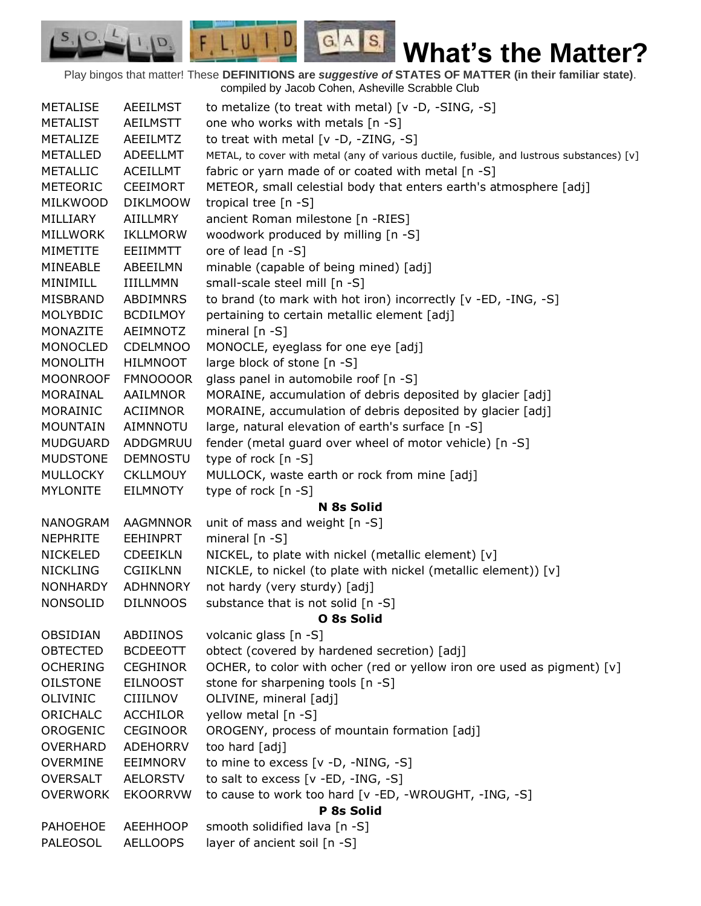# What's the Matter?

Play bingos that matter! These **DEFINITIONS are *suggestive of* STATES OF MATTER (in their familiar state)**. compiled by Jacob Cohen, Asheville Scrabble Club

| | | |
|---|---|---|
| METALISE | AEEILMST | to metalize (to treat with metal) [v -D, -SING, -S] |
| METALIST | AEILMSTT | one who works with metals [n -S] |
| METALIZE | AEEILMTZ | to treat with metal [v -D, -ZING, -S] |
| METALLED | ADEELLMT | METAL, to cover with metal (any of various ductile, fusible, and lustrous substances) [v] |
| METALLIC | ACEILLMT | fabric or yarn made of or coated with metal [n -S] |
| METEORIC | CEEIMORT | METEOR, small celestial body that enters earth's atmosphere [adj] |
| MILKWOOD | DIKLMOOW | tropical tree [n -S] |
| MILLIARY | AIILLMRY | ancient Roman milestone [n -RIES] |
| MILLWORK | IKLLMORW | woodwork produced by milling [n -S] |
| MIMETITE | EEIIMMTT | ore of lead [n -S] |
| MINEABLE | ABEEILMN | minable (capable of being mined) [adj] |
| MINIMILL | IIILLMMN | small-scale steel mill [n -S] |
| MISBRAND | ABDIMNRS | to brand (to mark with hot iron) incorrectly [v -ED, -ING, -S] |
| MOLYBDIC | BCDILMOY | pertaining to certain metallic element [adj] |
| MONAZITE | AEIMNOTZ | mineral [n -S] |
| MONOCLED | CDELMNOO | MONOCLE, eyeglass for one eye [adj] |
| MONOLITH | HILMNOOT | large block of stone [n -S] |
| MOONROOF | FMNOOOOR | glass panel in automobile roof [n -S] |
| MORAINAL | AAILMNOR | MORAINE, accumulation of debris deposited by glacier [adj] |
| MORAINIC | ACIIMNOR | MORAINE, accumulation of debris deposited by glacier [adj] |
| MOUNTAIN | AIMNNOTU | large, natural elevation of earth's surface [n -S] |
| MUDGUARD | ADDGMRUU | fender (metal guard over wheel of motor vehicle) [n -S] |
| MUDSTONE | DEMNOSTU | type of rock [n -S] |
| MULLOCKY | CKLLMOUY | MULLOCK, waste earth or rock from mine [adj] |
| MYLONITE | EILMNOTY | type of rock [n -S] |
| | | **N 8s Solid** |
| NANOGRAM | AAGMNNOR | unit of mass and weight [n -S] |
| NEPHRITE | EEHINPRT | mineral [n -S] |
| NICKELED | CDEEIKLN | NICKEL, to plate with nickel (metallic element) [v] |
| NICKLING | CGIIKLNN | NICKLE, to nickel (to plate with nickel (metallic element)) [v] |
| NONHARDY | ADHNNORY | not hardy (very sturdy) [adj] |
| NONSOLID | DILNNOOS | substance that is not solid [n -S] |
| | | **O 8s Solid** |
| OBSIDIAN | ABDIINOS | volcanic glass [n -S] |
| OBTECTED | BCDEEOTT | obtect (covered by hardened secretion) [adj] |
| OCHERING | CEGHINOR | OCHER, to color with ocher (red or yellow iron ore used as pigment) [v] |
| OILSTONE | EILNOOST | stone for sharpening tools [n -S] |
| OLIVINIC | CIIILNOV | OLIVINE, mineral [adj] |
| ORICHALC | ACCHILOR | yellow metal [n -S] |
| OROGENIC | CEGINOOR | OROGENY, process of mountain formation [adj] |
| OVERHARD | ADEHORRV | too hard [adj] |
| OVERMINE | EEIMNORV | to mine to excess [v -D, -NING, -S] |
| OVERSALT | AELORSTV | to salt to excess [v -ED, -ING, -S] |
| OVERWORK | EKOORRVW | to cause to work too hard [v -ED, -WROUGHT, -ING, -S] |
| | | **P 8s Solid** |
| PAHOEHOE | AEEHHOOP | smooth solidified lava [n -S] |
| PALEOSOL | AELLOOPS | layer of ancient soil [n -S] |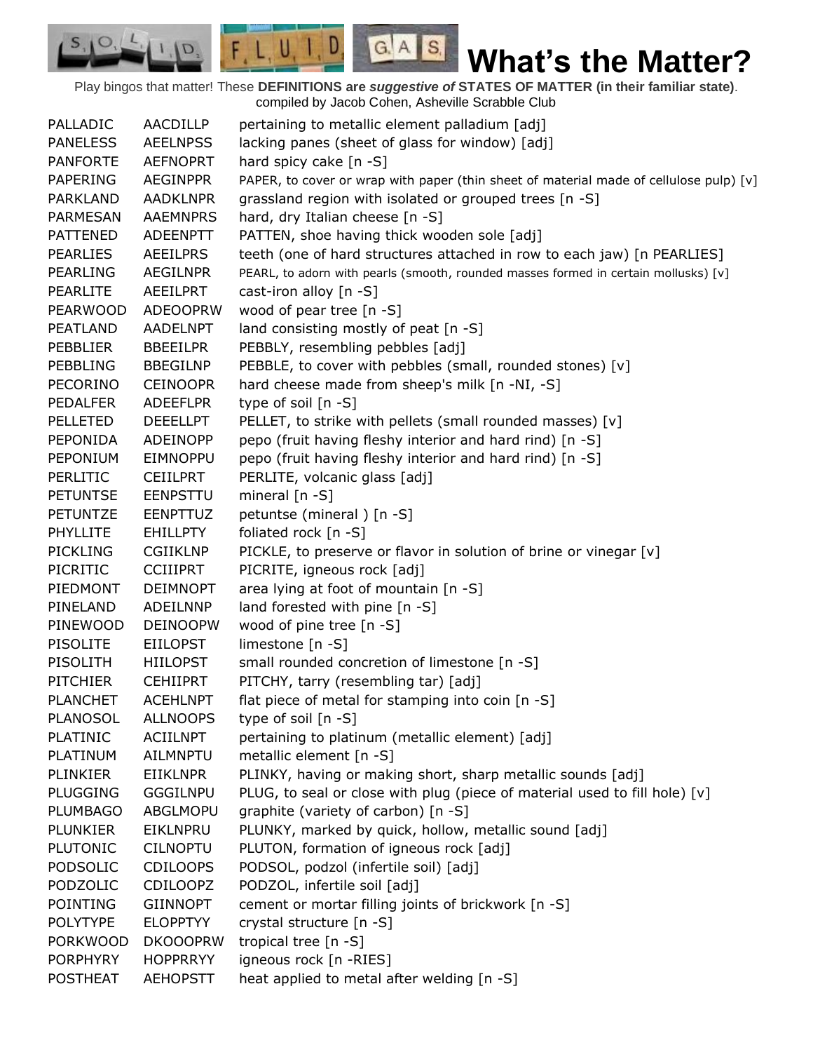# What's the Matter?

Play bingos that matter! These **DEFINITIONS are *suggestive of* STATES OF MATTER (in their familiar state)**.
compiled by Jacob Cohen, Asheville Scrabble Club

| | | |
|---|---|---|
| PALLADIC | AACDILLP | pertaining to metallic element palladium [adj] |
| PANELESS | AEELNPSS | lacking panes (sheet of glass for window) [adj] |
| PANFORTE | AEFNOPRT | hard spicy cake [n -S] |
| PAPERING | AEGINPPR | PAPER, to cover or wrap with paper (thin sheet of material made of cellulose pulp) [v] |
| PARKLAND | AADKLNPR | grassland region with isolated or grouped trees [n -S] |
| PARMESAN | AAEMNPRS | hard, dry Italian cheese [n -S] |
| PATTENED | ADEENPTT | PATTEN, shoe having thick wooden sole [adj] |
| PEARLIES | AEEILPRS | teeth (one of hard structures attached in row to each jaw) [n PEARLIES] |
| PEARLING | AEGILNPR | PEARL, to adorn with pearls (smooth, rounded masses formed in certain mollusks) [v] |
| PEARLITE | AEEILPRT | cast-iron alloy [n -S] |
| PEARWOOD | ADEOOPRW | wood of pear tree [n -S] |
| PEATLAND | AADELNPT | land consisting mostly of peat [n -S] |
| PEBBLIER | BBEEILPR | PEBBLY, resembling pebbles [adj] |
| PEBBLING | BBEGILNP | PEBBLE, to cover with pebbles (small, rounded stones) [v] |
| PECORINO | CEINOOPR | hard cheese made from sheep's milk [n -NI, -S] |
| PEDALFER | ADEEFLPR | type of soil [n -S] |
| PELLETED | DEEELLPT | PELLET, to strike with pellets (small rounded masses) [v] |
| PEPONIDA | ADEINOPP | pepo (fruit having fleshy interior and hard rind) [n -S] |
| PEPONIUM | EIMNOPPU | pepo (fruit having fleshy interior and hard rind) [n -S] |
| PERLITIC | CEIILPRT | PERLITE, volcanic glass [adj] |
| PETUNTSE | EENPSTTU | mineral [n -S] |
| PETUNTZE | EENPTTUZ | petuntse (mineral ) [n -S] |
| PHYLLITE | EHILLPTY | foliated rock [n -S] |
| PICKLING | CGIIKLNP | PICKLE, to preserve or flavor in solution of brine or vinegar [v] |
| PICRITIC | CCIIIPRT | PICRITE, igneous rock [adj] |
| PIEDMONT | DEIMNOPT | area lying at foot of mountain [n -S] |
| PINELAND | ADEILNNP | land forested with pine [n -S] |
| PINEWOOD | DEINOOPW | wood of pine tree [n -S] |
| PISOLITE | EIILOPST | limestone [n -S] |
| PISOLITH | HIILOPST | small rounded concretion of limestone [n -S] |
| PITCHIER | CEHIIPRT | PITCHY, tarry (resembling tar) [adj] |
| PLANCHET | ACEHLNPT | flat piece of metal for stamping into coin [n -S] |
| PLANOSOL | ALLNOOPS | type of soil [n -S] |
| PLATINIC | ACIILNPT | pertaining to platinum (metallic element) [adj] |
| PLATINUM | AILMNPTU | metallic element [n -S] |
| PLINKIER | EIIKLNPR | PLINKY, having or making short, sharp metallic sounds [adj] |
| PLUGGING | GGGILNPU | PLUG, to seal or close with plug (piece of material used to fill hole) [v] |
| PLUMBAGO | ABGLMOPU | graphite (variety of carbon) [n -S] |
| PLUNKIER | EIKLNPRU | PLUNKY, marked by quick, hollow, metallic sound [adj] |
| PLUTONIC | CILNOPTU | PLUTON, formation of igneous rock [adj] |
| PODSOLIC | CDILOOPS | PODSOL, podzol (infertile soil) [adj] |
| PODZOLIC | CDILOOPZ | PODZOL, infertile soil [adj] |
| POINTING | GIINNOPT | cement or mortar filling joints of brickwork [n -S] |
| POLYTYPE | ELOPPTYY | crystal structure [n -S] |
| PORKWOOD | DKOOOPRW | tropical tree [n -S] |
| PORPHYRY | HOPPRRYY | igneous rock [n -RIES] |
| POSTHEAT | AEHOPSTT | heat applied to metal after welding [n -S] |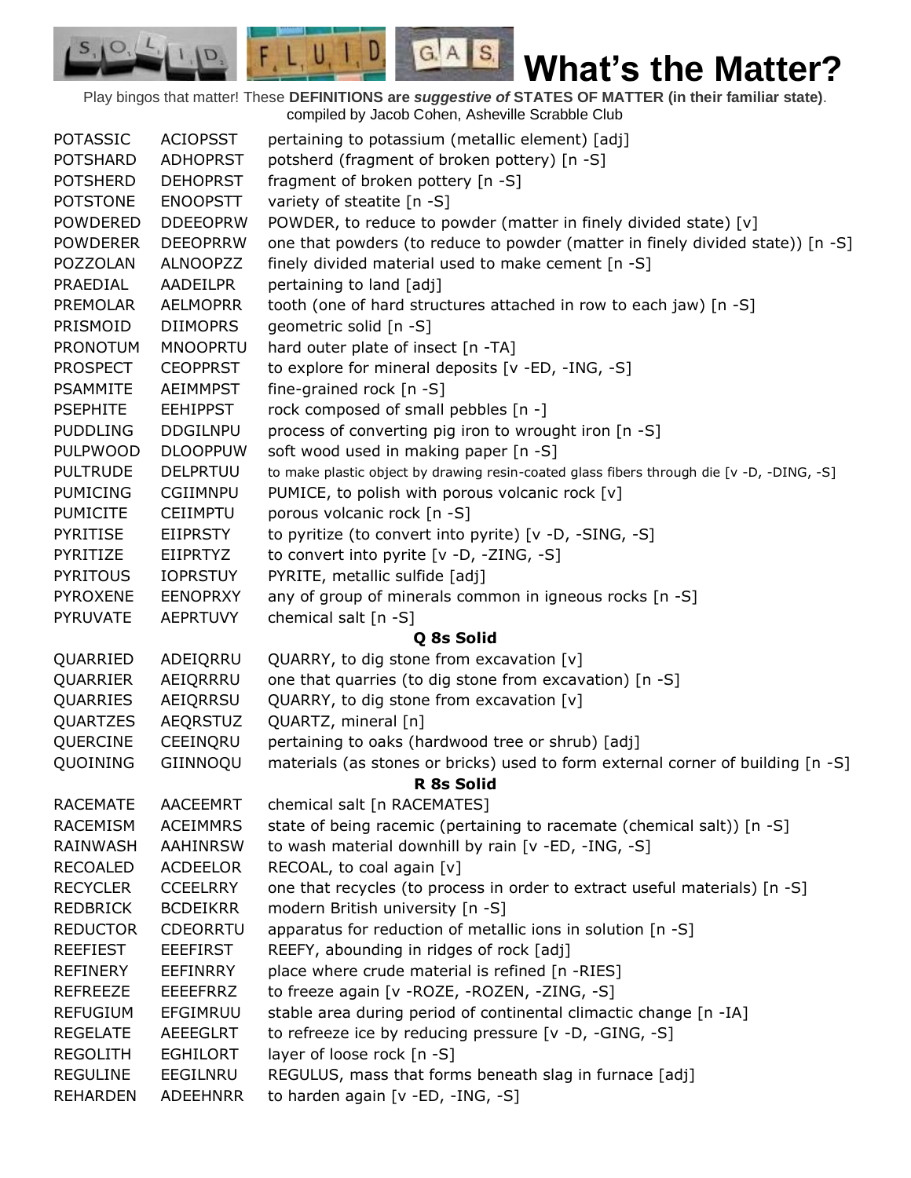# What's the Matter?

Play bingos that matter! These **DEFINITIONS are *suggestive of* STATES OF MATTER (in their familiar state)**.
compiled by Jacob Cohen, Asheville Scrabble Club

| | | |
|---|---|---|
| POTASSIC | ACIOPSST | pertaining to potassium (metallic element) [adj] |
| POTSHARD | ADHOPRST | potsherd (fragment of broken pottery) [n -S] |
| POTSHERD | DEHOPRST | fragment of broken pottery [n -S] |
| POTSTONE | ENOOPSTT | variety of steatite [n -S] |
| POWDERED | DDEEOPRW | POWDER, to reduce to powder (matter in finely divided state) [v] |
| POWDERER | DEEOPRRW | one that powders (to reduce to powder (matter in finely divided state)) [n -S] |
| POZZOLAN | ALNOOPZZ | finely divided material used to make cement [n -S] |
| PRAEDIAL | AADEILPR | pertaining to land [adj] |
| PREMOLAR | AELMOPRR | tooth (one of hard structures attached in row to each jaw) [n -S] |
| PRISMOID | DIIMOPRS | geometric solid [n -S] |
| PRONOTUM | MNOOPRTU | hard outer plate of insect [n -TA] |
| PROSPECT | CEOPPRST | to explore for mineral deposits [v -ED, -ING, -S] |
| PSAMMITE | AEIMMPST | fine-grained rock [n -S] |
| PSEPHITE | EEHIPPST | rock composed of small pebbles [n -] |
| PUDDLING | DDGILNPU | process of converting pig iron to wrought iron [n -S] |
| PULPWOOD | DLOOPPUW | soft wood used in making paper [n -S] |
| PULTRUDE | DELPRTUU | to make plastic object by drawing resin-coated glass fibers through die [v -D, -DING, -S] |
| PUMICING | CGIIMNPU | PUMICE, to polish with porous volcanic rock [v] |
| PUMICITE | CEIIMPTU | porous volcanic rock [n -S] |
| PYRITISE | EIIPRSTY | to pyritize (to convert into pyrite) [v -D, -SING, -S] |
| PYRITIZE | EIIPRTYZ | to convert into pyrite [v -D, -ZING, -S] |
| PYRITOUS | IOPRSTUY | PYRITE, metallic sulfide [adj] |
| PYROXENE | EENOPRXY | any of group of minerals common in igneous rocks [n -S] |
| PYRUVATE | AEPRTUVY | chemical salt [n -S] |
| | | **Q 8s Solid** |
| QUARRIED | ADEIQRRU | QUARRY, to dig stone from excavation [v] |
| QUARRIER | AEIQRRRU | one that quarries (to dig stone from excavation) [n -S] |
| QUARRIES | AEIQRRSU | QUARRY, to dig stone from excavation [v] |
| QUARTZES | AEQRSTUZ | QUARTZ, mineral [n] |
| QUERCINE | CEEINQRU | pertaining to oaks (hardwood tree or shrub) [adj] |
| QUOINING | GIINNOQU | materials (as stones or bricks) used to form external corner of building [n -S] |
| | | **R 8s Solid** |
| RACEMATE | AACEEMRT | chemical salt [n RACEMATES] |
| RACEMISM | ACEIMMRS | state of being racemic (pertaining to racemate (chemical salt)) [n -S] |
| RAINWASH | AAHINRSW | to wash material downhill by rain [v -ED, -ING, -S] |
| RECOALED | ACDEELOR | RECOAL, to coal again [v] |
| RECYCLER | CCEELRRY | one that recycles (to process in order to extract useful materials) [n -S] |
| REDBRICK | BCDEIKRR | modern British university [n -S] |
| REDUCTOR | CDEORRTU | apparatus for reduction of metallic ions in solution [n -S] |
| REEFIEST | EEEFIRST | REEFY, abounding in ridges of rock [adj] |
| REFINERY | EEFINRRY | place where crude material is refined [n -RIES] |
| REFREEZE | EEEEFRRZ | to freeze again [v -ROZE, -ROZEN, -ZING, -S] |
| REFUGIUM | EFGIMRUU | stable area during period of continental climactic change [n -IA] |
| REGELATE | AEEEGLRT | to refreeze ice by reducing pressure [v -D, -GING, -S] |
| REGOLITH | EGHILORT | layer of loose rock [n -S] |
| REGULINE | EEGILNRU | REGULUS, mass that forms beneath slag in furnace [adj] |
| REHARDEN | ADEEHNRR | to harden again [v -ED, -ING, -S] |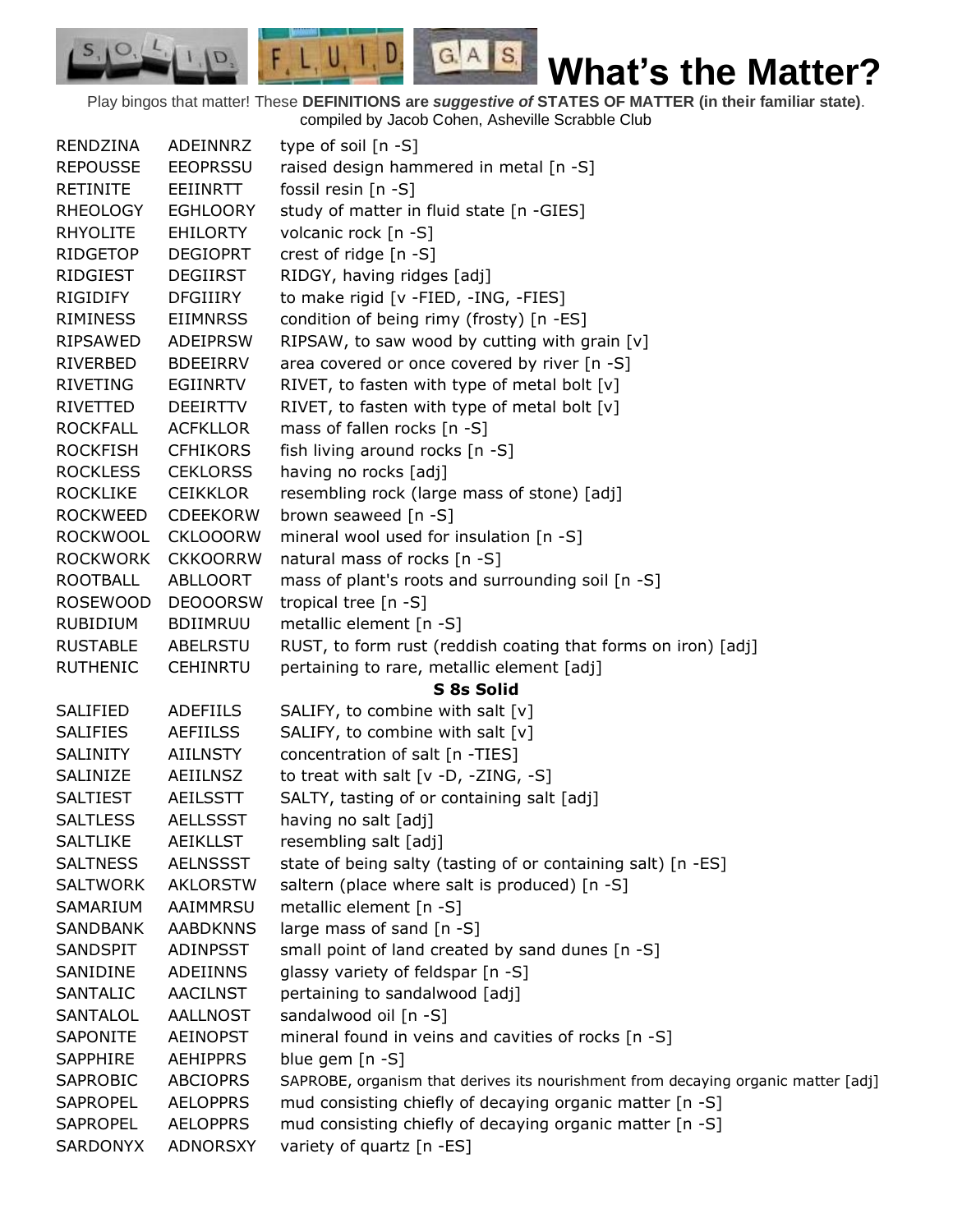# What's the Matter?

Play bingos that matter! These **DEFINITIONS are *suggestive of* STATES OF MATTER (in their familiar state)**.
compiled by Jacob Cohen, Asheville Scrabble Club

| | | |
|---|---|---|
| RENDZINA | ADEINNRZ | type of soil [n -S] |
| REPOUSSE | EEOPRSSU | raised design hammered in metal [n -S] |
| RETINITE | EEIINRTT | fossil resin [n -S] |
| RHEOLOGY | EGHLOORY | study of matter in fluid state [n -GIES] |
| RHYOLITE | EHILORTY | volcanic rock [n -S] |
| RIDGETOP | DEGIOPRT | crest of ridge [n -S] |
| RIDGIEST | DEGIIRST | RIDGY, having ridges [adj] |
| RIGIDIFY | DFGIIIRY | to make rigid [v -FIED, -ING, -FIES] |
| RIMINESS | EIIMNRSS | condition of being rimy (frosty) [n -ES] |
| RIPSAWED | ADEIPRSW | RIPSAW, to saw wood by cutting with grain [v] |
| RIVERBED | BDEEIRRV | area covered or once covered by river [n -S] |
| RIVETING | EGIINRTV | RIVET, to fasten with type of metal bolt [v] |
| RIVETTED | DEEIRTTV | RIVET, to fasten with type of metal bolt [v] |
| ROCKFALL | ACFKLLOR | mass of fallen rocks [n -S] |
| ROCKFISH | CFHIKORS | fish living around rocks [n -S] |
| ROCKLESS | CEKLORSS | having no rocks [adj] |
| ROCKLIKE | CEIKKLOR | resembling rock (large mass of stone) [adj] |
| ROCKWEED | CDEEKORW | brown seaweed [n -S] |
| ROCKWOOL | CKLOOORW | mineral wool used for insulation [n -S] |
| ROCKWORK | CKKOORRW | natural mass of rocks [n -S] |
| ROOTBALL | ABLLOORT | mass of plant's roots and surrounding soil [n -S] |
| ROSEWOOD | DEOOORSW | tropical tree [n -S] |
| RUBIDIUM | BDIIMRUU | metallic element [n -S] |
| RUSTABLE | ABELRSTU | RUST, to form rust (reddish coating that forms on iron) [adj] |
| RUTHENIC | CEHINRTU | pertaining to rare, metallic element [adj] |
| | | **S 8s Solid** |
| SALIFIED | ADEFIILS | SALIFY, to combine with salt [v] |
| SALIFIES | AEFIILSS | SALIFY, to combine with salt [v] |
| SALINITY | AIILNSTY | concentration of salt [n -TIES] |
| SALINIZE | AEIILNSZ | to treat with salt [v -D, -ZING, -S] |
| SALTIEST | AEILSSTT | SALTY, tasting of or containing salt [adj] |
| SALTLESS | AELLSSST | having no salt [adj] |
| SALTLIKE | AEIKLLST | resembling salt [adj] |
| SALTNESS | AELNSSST | state of being salty (tasting of or containing salt) [n -ES] |
| SALTWORK | AKLORSTW | saltern (place where salt is produced) [n -S] |
| SAMARIUM | AAIMMRSU | metallic element [n -S] |
| SANDBANK | AABDKNNS | large mass of sand [n -S] |
| SANDSPIT | ADINPSST | small point of land created by sand dunes [n -S] |
| SANIDINE | ADEIINNS | glassy variety of feldspar [n -S] |
| SANTALIC | AACILNST | pertaining to sandalwood [adj] |
| SANTALOL | AALLNOST | sandalwood oil [n -S] |
| SAPONITE | AEINOPST | mineral found in veins and cavities of rocks [n -S] |
| SAPPHIRE | AEHIPPRS | blue gem [n -S] |
| SAPROBIC | ABCIOPRS | SAPROBE, organism that derives its nourishment from decaying organic matter [adj] |
| SAPROPEL | AELOPPRS | mud consisting chiefly of decaying organic matter [n -S] |
| SAPROPEL | AELOPPRS | mud consisting chiefly of decaying organic matter [n -S] |
| SARDONYX | ADNORSXY | variety of quartz [n -ES] |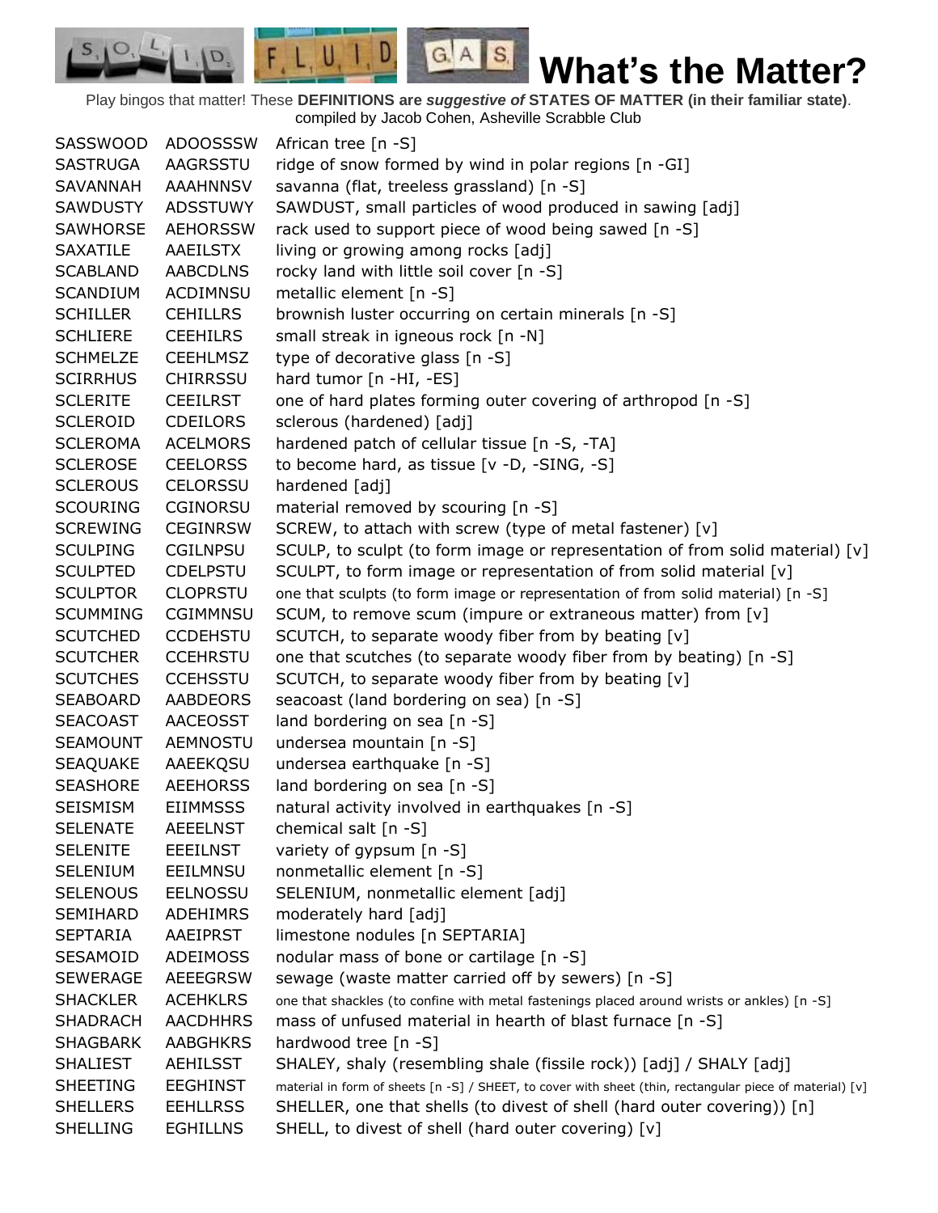# What's the Matter?

Play bingos that matter! These **DEFINITIONS are *suggestive of* STATES OF MATTER (in their familiar state)**. compiled by Jacob Cohen, Asheville Scrabble Club

| | | |
|---|---|---|
| SASSWOOD | ADOOSSSW | African tree [n -S] |
| SASTRUGA | AAGRSSTU | ridge of snow formed by wind in polar regions [n -GI] |
| SAVANNAH | AAAHNNSV | savanna (flat, treeless grassland) [n -S] |
| SAWDUSTY | ADSSTUWY | SAWDUST, small particles of wood produced in sawing [adj] |
| SAWHORSE | AEHORSSW | rack used to support piece of wood being sawed [n -S] |
| SAXATILE | AAEILSTX | living or growing among rocks [adj] |
| SCABLAND | AABCDLNS | rocky land with little soil cover [n -S] |
| SCANDIUM | ACDIMNSU | metallic element [n -S] |
| SCHILLER | CEHILLRS | brownish luster occurring on certain minerals [n -S] |
| SCHLIERE | CEEHILRS | small streak in igneous rock [n -N] |
| SCHMELZE | CEEHLMSZ | type of decorative glass [n -S] |
| SCIRRHUS | CHIRRSSU | hard tumor [n -HI, -ES] |
| SCLERITE | CEEILRST | one of hard plates forming outer covering of arthropod [n -S] |
| SCLEROID | CDEILORS | sclerous (hardened) [adj] |
| SCLEROMA | ACELMORS | hardened patch of cellular tissue [n -S, -TA] |
| SCLEROSE | CEELORSS | to become hard, as tissue [v -D, -SING, -S] |
| SCLEROUS | CELORSSU | hardened [adj] |
| SCOURING | CGINORSU | material removed by scouring [n -S] |
| SCREWING | CEGINRSW | SCREW, to attach with screw (type of metal fastener) [v] |
| SCULPING | CGILNPSU | SCULP, to sculpt (to form image or representation of from solid material) [v] |
| SCULPTED | CDELPSTU | SCULPT, to form image or representation of from solid material [v] |
| SCULPTOR | CLOPRSTU | one that sculpts (to form image or representation of from solid material) [n -S] |
| SCUMMING | CGIMMNSU | SCUM, to remove scum (impure or extraneous matter) from [v] |
| SCUTCHED | CCDEHSTU | SCUTCH, to separate woody fiber from by beating [v] |
| SCUTCHER | CCEHRSTU | one that scutches (to separate woody fiber from by beating) [n -S] |
| SCUTCHES | CCEHSSTU | SCUTCH, to separate woody fiber from by beating [v] |
| SEABOARD | AABDEORS | seacoast (land bordering on sea) [n -S] |
| SEACOAST | AACEOSST | land bordering on sea [n -S] |
| SEAMOUNT | AEMNOSTU | undersea mountain [n -S] |
| SEAQUAKE | AAEEKQSU | undersea earthquake [n -S] |
| SEASHORE | AEEHORSS | land bordering on sea [n -S] |
| SEISMISM | EIIMMSSS | natural activity involved in earthquakes [n -S] |
| SELENATE | AEEELNST | chemical salt [n -S] |
| SELENITE | EEEILNST | variety of gypsum [n -S] |
| SELENIUM | EEILMNSU | nonmetallic element [n -S] |
| SELENOUS | EELNOSSU | SELENIUM, nonmetallic element [adj] |
| SEMIHARD | ADEHIMRS | moderately hard [adj] |
| SEPTARIA | AAEIPRST | limestone nodules [n SEPTARIA] |
| SESAMOID | ADEIMOSS | nodular mass of bone or cartilage [n -S] |
| SEWERAGE | AEEEGRSW | sewage (waste matter carried off by sewers) [n -S] |
| SHACKLER | ACEHKLRS | one that shackles (to confine with metal fastenings placed around wrists or ankles) [n -S] |
| SHADRACH | AACDHHRS | mass of unfused material in hearth of blast furnace [n -S] |
| SHAGBARK | AABGHKRS | hardwood tree [n -S] |
| SHALIEST | AEHILSST | SHALEY, shaly (resembling shale (fissile rock)) [adj] / SHALY [adj] |
| SHEETING | EEGHINST | material in form of sheets [n -S] / SHEET, to cover with sheet (thin, rectangular piece of material) [v] |
| SHELLERS | EEHLLRSS | SHELLER, one that shells (to divest of shell (hard outer covering)) [n] |
| SHELLING | EGHILLNS | SHELL, to divest of shell (hard outer covering) [v] |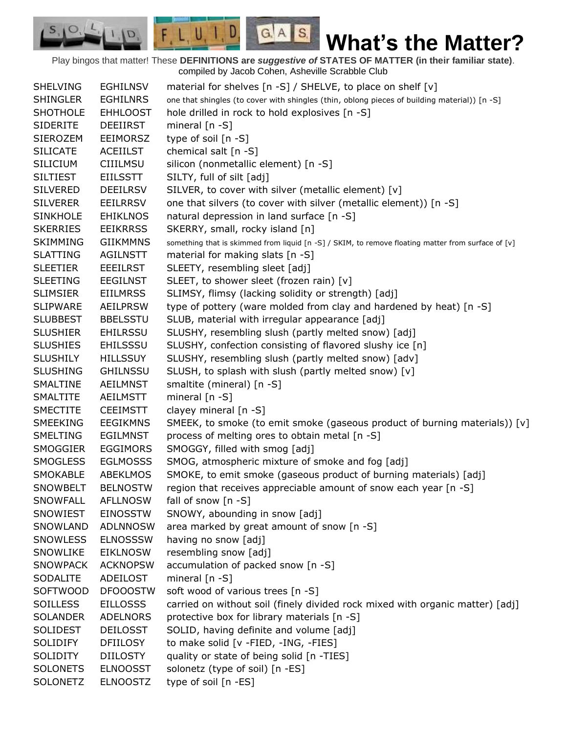# What's the Matter?

Play bingos that matter! These **DEFINITIONS are *suggestive of* STATES OF MATTER (in their familiar state)**. compiled by Jacob Cohen, Asheville Scrabble Club

| | | |
|---|---|---|
| SHELVING | EGHILNSV | material for shelves [n -S] / SHELVE, to place on shelf [v] |
| SHINGLER | EGHILNRS | one that shingles (to cover with shingles (thin, oblong pieces of building material)) [n -S] |
| SHOTHOLE | EHHLOOST | hole drilled in rock to hold explosives [n -S] |
| SIDERITE | DEEIIRST | mineral [n -S] |
| SIEROZEM | EEIMORSZ | type of soil [n -S] |
| SILICATE | ACEIILST | chemical salt [n -S] |
| SILICIUM | CIIILMSU | silicon (nonmetallic element) [n -S] |
| SILTIEST | EIILSSTT | SILTY, full of silt [adj] |
| SILVERED | DEEILRSV | SILVER, to cover with silver (metallic element) [v] |
| SILVERER | EEILRRSV | one that silvers (to cover with silver (metallic element)) [n -S] |
| SINKHOLE | EHIKLNOS | natural depression in land surface [n -S] |
| SKERRIES | EEIKRRSS | SKERRY, small, rocky island [n] |
| SKIMMING | GIIKMMNS | something that is skimmed from liquid [n -S] / SKIM, to remove floating matter from surface of [v] |
| SLATTING | AGILNSTT | material for making slats [n -S] |
| SLEETIER | EEEILRST | SLEETY, resembling sleet [adj] |
| SLEETING | EEGILNST | SLEET, to shower sleet (frozen rain) [v] |
| SLIMSIER | EIILMRSS | SLIMSY, flimsy (lacking solidity or strength) [adj] |
| SLIPWARE | AEILPRSW | type of pottery (ware molded from clay and hardened by heat) [n -S] |
| SLUBBEST | BBELSSTU | SLUB, material with irregular appearance [adj] |
| SLUSHIER | EHILRSSU | SLUSHY, resembling slush (partly melted snow) [adj] |
| SLUSHIES | EHILSSSU | SLUSHY, confection consisting of flavored slushy ice [n] |
| SLUSHILY | HILLSSUY | SLUSHY, resembling slush (partly melted snow) [adv] |
| SLUSHING | GHILNSSU | SLUSH, to splash with slush (partly melted snow) [v] |
| SMALTINE | AEILMNST | smaltite (mineral) [n -S] |
| SMALTITE | AEILMSTT | mineral [n -S] |
| SMECTITE | CEEIMSTT | clayey mineral [n -S] |
| SMEEKING | EEGIKMNS | SMEEK, to smoke (to emit smoke (gaseous product of burning materials)) [v] |
| SMELTING | EGILMNST | process of melting ores to obtain metal [n -S] |
| SMOGGIER | EGGIMORS | SMOGGY, filled with smog [adj] |
| SMOGLESS | EGLMOSSS | SMOG, atmospheric mixture of smoke and fog [adj] |
| SMOKABLE | ABEKLMOS | SMOKE, to emit smoke (gaseous product of burning materials) [adj] |
| SNOWBELT | BELNOSTW | region that receives appreciable amount of snow each year [n -S] |
| SNOWFALL | AFLLNOSW | fall of snow [n -S] |
| SNOWIEST | EINOSSTW | SNOWY, abounding in snow [adj] |
| SNOWLAND | ADLNNOSW | area marked by great amount of snow [n -S] |
| SNOWLESS | ELNOSSSW | having no snow [adj] |
| SNOWLIKE | EIKLNOSW | resembling snow [adj] |
| SNOWPACK | ACKNOPSW | accumulation of packed snow [n -S] |
| SODALITE | ADEILOST | mineral [n -S] |
| SOFTWOOD | DFOOOSTW | soft wood of various trees [n -S] |
| SOILLESS | EILLOSSS | carried on without soil (finely divided rock mixed with organic matter) [adj] |
| SOLANDER | ADELNORS | protective box for library materials [n -S] |
| SOLIDEST | DEILOSST | SOLID, having definite and volume [adj] |
| SOLIDIFY | DFIILOSY | to make solid [v -FIED, -ING, -FIES] |
| SOLIDITY | DIILOSTY | quality or state of being solid [n -TIES] |
| SOLONETS | ELNOOSST | solonetz (type of soil) [n -ES] |
| SOLONETZ | ELNOOSTZ | type of soil [n -ES] |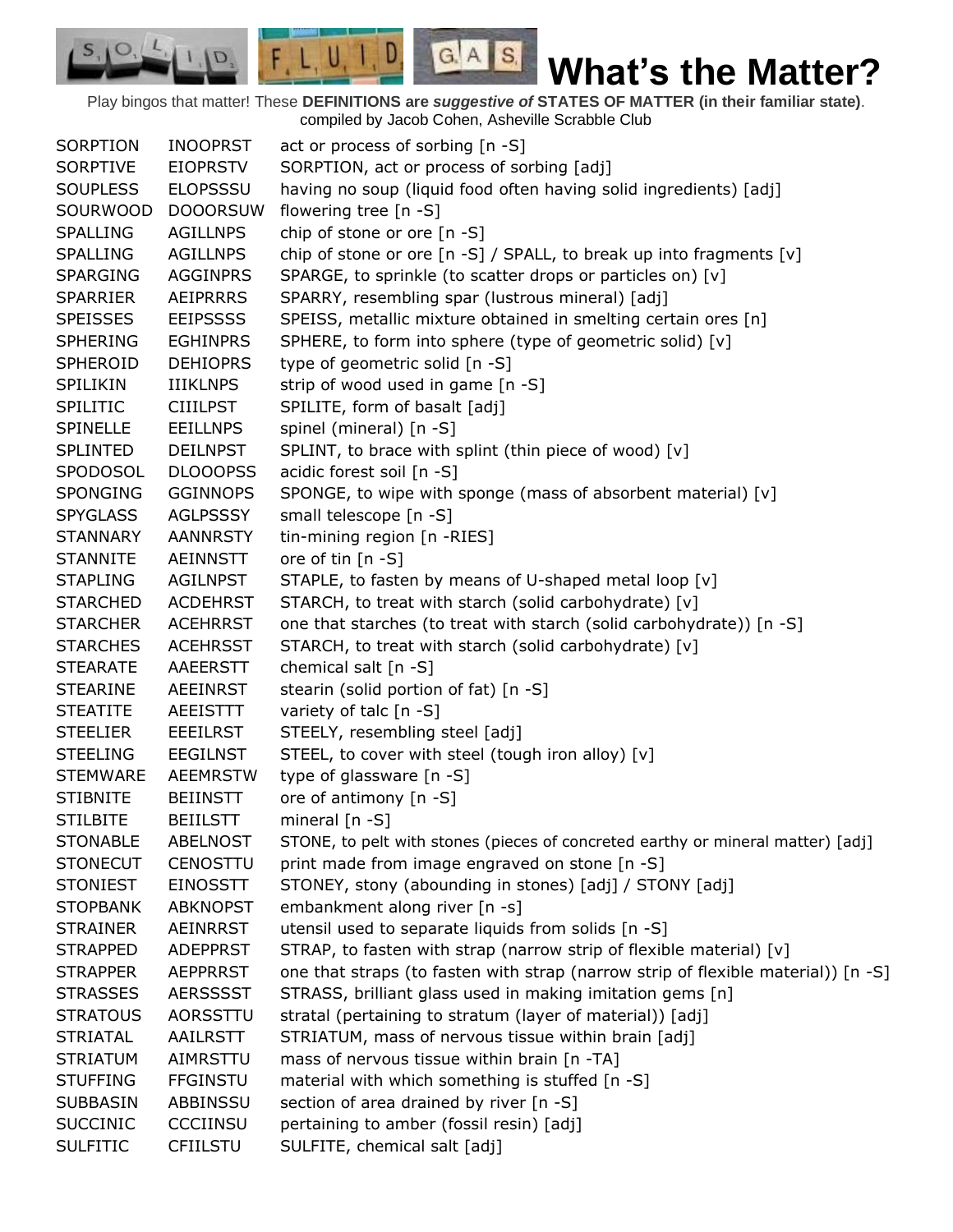# What's the Matter?

Play bingos that matter! These **DEFINITIONS are *suggestive of* STATES OF MATTER (in their familiar state)**. compiled by Jacob Cohen, Asheville Scrabble Club

| | | |
|---|---|---|
| SORPTION | INOOPRST | act or process of sorbing [n -S] |
| SORPTIVE | EIOPRSTV | SORPTION, act or process of sorbing [adj] |
| SOUPLESS | ELOPSSSU | having no soup (liquid food often having solid ingredients) [adj] |
| SOURWOOD | DOOORSUW | flowering tree [n -S] |
| SPALLING | AGILLNPS | chip of stone or ore [n -S] |
| SPALLING | AGILLNPS | chip of stone or ore [n -S] / SPALL, to break up into fragments [v] |
| SPARGING | AGGINPRS | SPARGE, to sprinkle (to scatter drops or particles on) [v] |
| SPARRIER | AEIPRRRS | SPARRY, resembling spar (lustrous mineral) [adj] |
| SPEISSES | EEIPSSSS | SPEISS, metallic mixture obtained in smelting certain ores [n] |
| SPHERING | EGHINPRS | SPHERE, to form into sphere (type of geometric solid) [v] |
| SPHEROID | DEHIOPRS | type of geometric solid [n -S] |
| SPILIKIN | IIIKLNPS | strip of wood used in game [n -S] |
| SPILITIC | CIIILPST | SPILITE, form of basalt [adj] |
| SPINELLE | EEILLNPS | spinel (mineral) [n -S] |
| SPLINTED | DEILNPST | SPLINT, to brace with splint (thin piece of wood) [v] |
| SPODOSOL | DLOOOPSS | acidic forest soil [n -S] |
| SPONGING | GGINNOPS | SPONGE, to wipe with sponge (mass of absorbent material) [v] |
| SPYGLASS | AGLPSSSY | small telescope [n -S] |
| STANNARY | AANNRSTY | tin-mining region [n -RIES] |
| STANNITE | AEINNSTT | ore of tin [n -S] |
| STAPLING | AGILNPST | STAPLE, to fasten by means of U-shaped metal loop [v] |
| STARCHED | ACDEHRST | STARCH, to treat with starch (solid carbohydrate) [v] |
| STARCHER | ACEHRRST | one that starches (to treat with starch (solid carbohydrate)) [n -S] |
| STARCHES | ACEHRSST | STARCH, to treat with starch (solid carbohydrate) [v] |
| STEARATE | AAEERSTT | chemical salt [n -S] |
| STEARINE | AEEINRST | stearin (solid portion of fat) [n -S] |
| STEATITE | AEEISTTT | variety of talc [n -S] |
| STEELIER | EEEILRST | STEELY, resembling steel [adj] |
| STEELING | EEGILNST | STEEL, to cover with steel (tough iron alloy) [v] |
| STEMWARE | AEEMRSTW | type of glassware [n -S] |
| STIBNITE | BEIINSTT | ore of antimony [n -S] |
| STILBITE | BEIILSTT | mineral [n -S] |
| STONABLE | ABELNOST | STONE, to pelt with stones (pieces of concreted earthy or mineral matter) [adj] |
| STONECUT | CENOSTTU | print made from image engraved on stone [n -S] |
| STONIEST | EINOSSTT | STONEY, stony (abounding in stones) [adj] / STONY [adj] |
| STOPBANK | ABKNOPST | embankment along river [n -s] |
| STRAINER | AEINRRST | utensil used to separate liquids from solids [n -S] |
| STRAPPED | ADEPPRST | STRAP, to fasten with strap (narrow strip of flexible material) [v] |
| STRAPPER | AEPPRRST | one that straps (to fasten with strap (narrow strip of flexible material)) [n -S] |
| STRASSES | AERSSSST | STRASS, brilliant glass used in making imitation gems [n] |
| STRATOUS | AORSSTTU | stratal (pertaining to stratum (layer of material)) [adj] |
| STRIATAL | AAILRSTT | STRIATUM, mass of nervous tissue within brain [adj] |
| STRIATUM | AIMRSTTU | mass of nervous tissue within brain [n -TA] |
| STUFFING | FFGINSTU | material with which something is stuffed [n -S] |
| SUBBASIN | ABBINSSU | section of area drained by river [n -S] |
| SUCCINIC | CCCIINSU | pertaining to amber (fossil resin) [adj] |
| SULFITIC | CFIILSTU | SULFITE, chemical salt [adj] |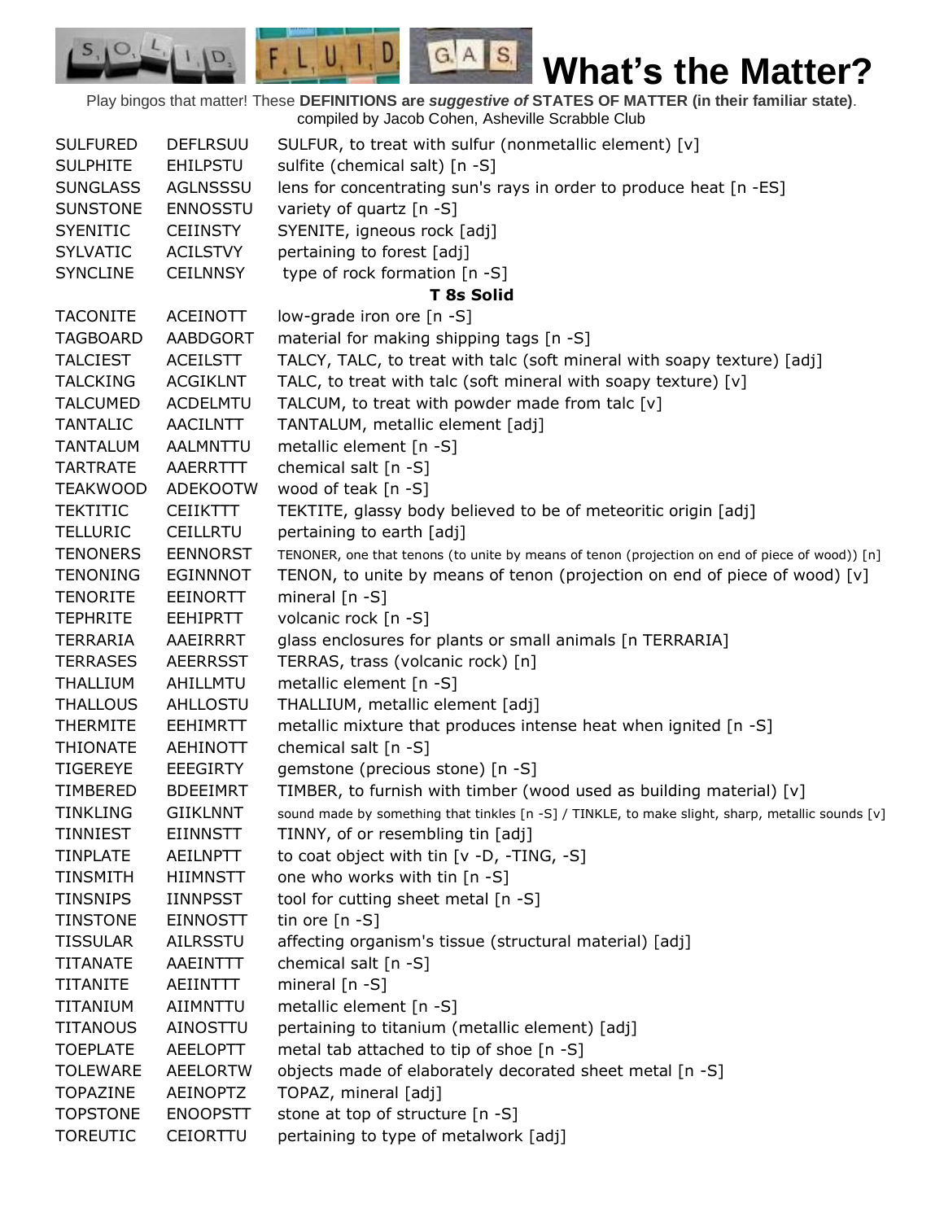# What's the Matter?

Play bingos that matter! These **DEFINITIONS are *suggestive of* STATES OF MATTER (in their familiar state)**.
compiled by Jacob Cohen, Asheville Scrabble Club

| | | |
|---|---|---|
| SULFURED | DEFLRSUU | SULFUR, to treat with sulfur (nonmetallic element) [v] |
| SULPHITE | EHILPSTU | sulfite (chemical salt) [n -S] |
| SUNGLASS | AGLNSSSU | lens for concentrating sun's rays in order to produce heat [n -ES] |
| SUNSTONE | ENNOSSTU | variety of quartz [n -S] |
| SYENITIC | CEIINSTY | SYENITE, igneous rock [adj] |
| SYLVATIC | ACILSTVY | pertaining to forest [adj] |
| SYNCLINE | CEILNNSY | type of rock formation [n -S] |
| | | **T 8s Solid** |
| TACONITE | ACEINOTT | low-grade iron ore [n -S] |
| TAGBOARD | AABDGORT | material for making shipping tags [n -S] |
| TALCIEST | ACEILSTT | TALCY, TALC, to treat with talc (soft mineral with soapy texture) [adj] |
| TALCKING | ACGIKLNT | TALC, to treat with talc (soft mineral with soapy texture) [v] |
| TALCUMED | ACDELMTU | TALCUM, to treat with powder made from talc [v] |
| TANTALIC | AACILNTT | TANTALUM, metallic element [adj] |
| TANTALUM | AALMNTTU | metallic element [n -S] |
| TARTRATE | AAERRTTT | chemical salt [n -S] |
| TEAKWOOD | ADEKOOTW | wood of teak [n -S] |
| TEKTITIC | CEIIKTTT | TEKTITE, glassy body believed to be of meteoritic origin [adj] |
| TELLURIC | CEILLRTU | pertaining to earth [adj] |
| TENONERS | EENNORST | TENONER, one that tenons (to unite by means of tenon (projection on end of piece of wood)) [n] |
| TENONING | EGINNNOT | TENON, to unite by means of tenon (projection on end of piece of wood) [v] |
| TENORITE | EEINORTT | mineral [n -S] |
| TEPHRITE | EEHIPRTT | volcanic rock [n -S] |
| TERRARIA | AAEIRRRT | glass enclosures for plants or small animals [n TERRARIA] |
| TERRASES | AEERRSST | TERRAS, trass (volcanic rock) [n] |
| THALLIUM | AHILLMTU | metallic element [n -S] |
| THALLOUS | AHLLOSTU | THALLIUM, metallic element [adj] |
| THERMITE | EEHIMRTT | metallic mixture that produces intense heat when ignited [n -S] |
| THIONATE | AEHINOTT | chemical salt [n -S] |
| TIGEREYE | EEEGIRTY | gemstone (precious stone) [n -S] |
| TIMBERED | BDEEIMRT | TIMBER, to furnish with timber (wood used as building material) [v] |
| TINKLING | GIIKLNNT | sound made by something that tinkles [n -S] / TINKLE, to make slight, sharp, metallic sounds [v] |
| TINNIEST | EIINNSTT | TINNY, of or resembling tin [adj] |
| TINPLATE | AEILNPTT | to coat object with tin [v -D, -TING, -S] |
| TINSMITH | HIIMNSTT | one who works with tin [n -S] |
| TINSNIPS | IINNPSST | tool for cutting sheet metal [n -S] |
| TINSTONE | EINNOSTT | tin ore [n -S] |
| TISSULAR | AILRSSTU | affecting organism's tissue (structural material) [adj] |
| TITANATE | AAEINTTT | chemical salt [n -S] |
| TITANITE | AEIINTTT | mineral [n -S] |
| TITANIUM | AIIMNTTU | metallic element [n -S] |
| TITANOUS | AINOSTTU | pertaining to titanium (metallic element) [adj] |
| TOEPLATE | AEELOPTT | metal tab attached to tip of shoe [n -S] |
| TOLEWARE | AEELORTW | objects made of elaborately decorated sheet metal [n -S] |
| TOPAZINE | AEINOPTZ | TOPAZ, mineral [adj] |
| TOPSTONE | ENOOPSTT | stone at top of structure [n -S] |
| TOREUTIC | CEIORTTU | pertaining to type of metalwork [adj] |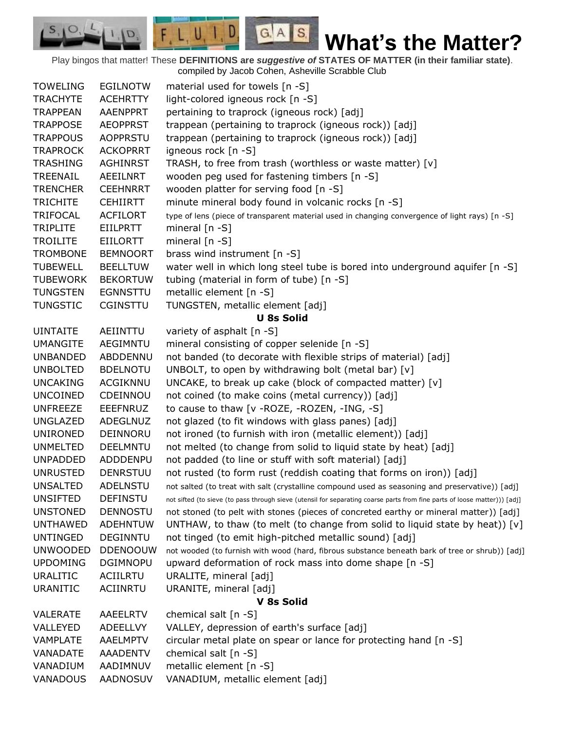# What's the Matter?

Play bingos that matter! These **DEFINITIONS are *suggestive of* STATES OF MATTER (in their familiar state)**. compiled by Jacob Cohen, Asheville Scrabble Club

| | | |
|---|---|---|
| TOWELING | EGILNOTW | material used for towels [n -S] |
| TRACHYTE | ACEHRTTY | light-colored igneous rock [n -S] |
| TRAPPEAN | AAENPPRT | pertaining to traprock (igneous rock) [adj] |
| TRAPPOSE | AEOPPRST | trappean (pertaining to traprock (igneous rock)) [adj] |
| TRAPPOUS | AOPPRSTU | trappean (pertaining to traprock (igneous rock)) [adj] |
| TRAPROCK | ACKOPRRT | igneous rock [n -S] |
| TRASHING | AGHINRST | TRASH, to free from trash (worthless or waste matter) [v] |
| TREENAIL | AEEILNRT | wooden peg used for fastening timbers [n -S] |
| TRENCHER | CEEHNRRT | wooden platter for serving food [n -S] |
| TRICHITE | CEHIIRTT | minute mineral body found in volcanic rocks [n -S] |
| TRIFOCAL | ACFILORT | type of lens (piece of transparent material used in changing convergence of light rays) [n -S] |
| TRIPLITE | EIILPRTT | mineral [n -S] |
| TROILITE | EIILORTT | mineral [n -S] |
| TROMBONE | BEMNOORT | brass wind instrument [n -S] |
| TUBEWELL | BEELLTUW | water well in which long steel tube is bored into underground aquifer [n -S] |
| TUBEWORK | BEKORTUW | tubing (material in form of tube) [n -S] |
| TUNGSTEN | EGNNSTTU | metallic element [n -S] |
| TUNGSTIC | CGINSTTU | TUNGSTEN, metallic element [adj] |

**U 8s Solid**

| | | |
|---|---|---|
| UINTAITE | AEIINTTU | variety of asphalt [n -S] |
| UMANGITE | AEGIMNTU | mineral consisting of copper selenide [n -S] |
| UNBANDED | ABDDENNU | not banded (to decorate with flexible strips of material) [adj] |
| UNBOLTED | BDELNOTU | UNBOLT, to open by withdrawing bolt (metal bar) [v] |
| UNCAKING | ACGIKNNU | UNCAKE, to break up cake (block of compacted matter) [v] |
| UNCOINED | CDEINNOU | not coined (to make coins (metal currency)) [adj] |
| UNFREEZE | EEEFNRUZ | to cause to thaw [v -ROZE, -ROZEN, -ING, -S] |
| UNGLAZED | ADEGLNUZ | not glazed (to fit windows with glass panes) [adj] |
| UNIRONED | DEINNORU | not ironed (to furnish with iron (metallic element)) [adj] |
| UNMELTED | DEELMNTU | not melted (to change from solid to liquid state by heat) [adj] |
| UNPADDED | ADDDENPU | not padded (to line or stuff with soft material) [adj] |
| UNRUSTED | DENRSTUU | not rusted (to form rust (reddish coating that forms on iron)) [adj] |
| UNSALTED | ADELNSTU | not salted (to treat with salt (crystalline compound used as seasoning and preservative)) [adj] |
| UNSIFTED | DEFINSTU | not sifted (to sieve (to pass through sieve (utensil for separating coarse parts from fine parts of loose matter))) [adj] |
| UNSTONED | DENNOSTU | not stoned (to pelt with stones (pieces of concreted earthy or mineral matter)) [adj] |
| UNTHAWED | ADEHNTUW | UNTHAW, to thaw (to melt (to change from solid to liquid state by heat)) [v] |
| UNTINGED | DEGINNTU | not tinged (to emit high-pitched metallic sound) [adj] |
| UNWOODED | DDENOOUW | not wooded (to furnish with wood (hard, fibrous substance beneath bark of tree or shrub)) [adj] |
| UPDOMING | DGIMNOPU | upward deformation of rock mass into dome shape [n -S] |
| URALITIC | ACIILRTU | URALITE, mineral [adj] |
| URANITIC | ACIINRTU | URANITE, mineral [adj] |

**V 8s Solid**

| | | |
|---|---|---|
| VALERATE | AAEELRTV | chemical salt [n -S] |
| VALLEYED | ADEELLVY | VALLEY, depression of earth's surface [adj] |
| VAMPLATE | AAELMPTV | circular metal plate on spear or lance for protecting hand [n -S] |
| VANADATE | AAADENTV | chemical salt [n -S] |
| VANADIUM | AADIMNUV | metallic element [n -S] |
| VANADOUS | AADNOSUV | VANADIUM, metallic element [adj] |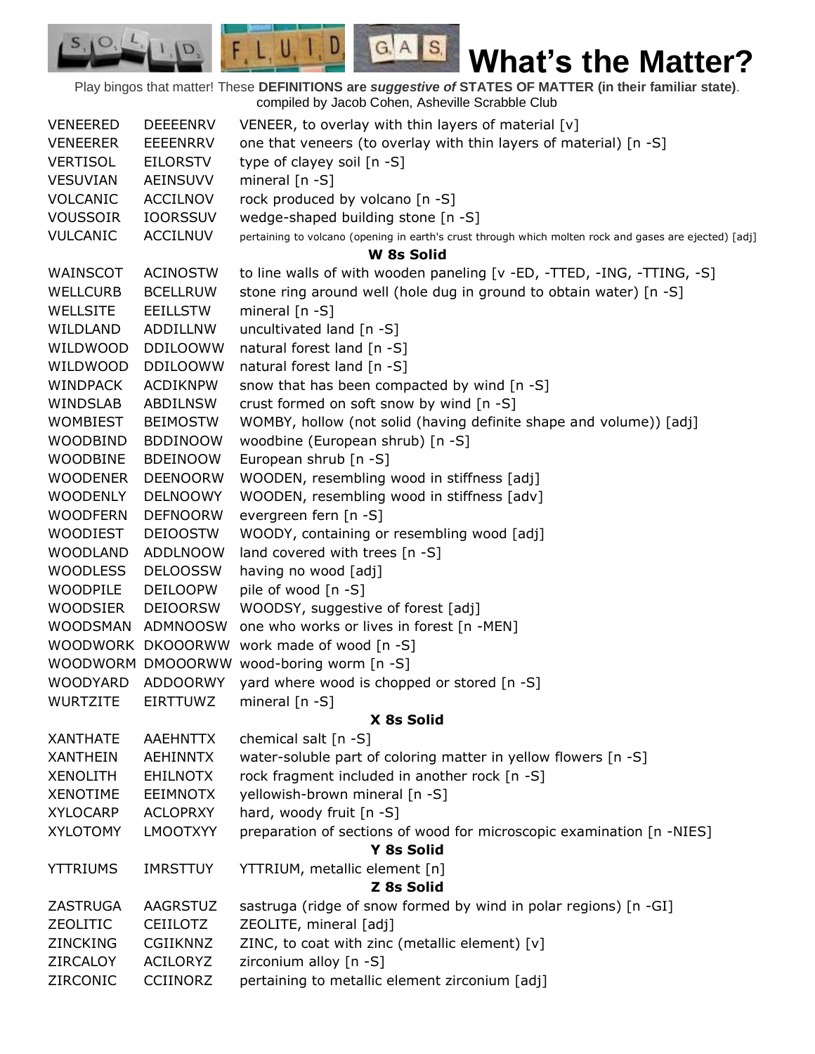# What's the Matter?

Play bingos that matter! These **DEFINITIONS are *suggestive of* STATES OF MATTER (in their familiar state)**. compiled by Jacob Cohen, Asheville Scrabble Club

| | | |
|---|---|---|
| VENEERED | DEEEENRV | VENEER, to overlay with thin layers of material [v] |
| VENEERER | EEEENRRV | one that veneers (to overlay with thin layers of material) [n -S] |
| VERTISOL | EILORSTV | type of clayey soil [n -S] |
| VESUVIAN | AEINSUVV | mineral [n -S] |
| VOLCANIC | ACCILNOV | rock produced by volcano [n -S] |
| VOUSSOIR | IOORSSUV | wedge-shaped building stone [n -S] |
| VULCANIC | ACCILNUV | pertaining to volcano (opening in earth's crust through which molten rock and gases are ejected) [adj] |
| | | **W 8s Solid** |
| WAINSCOT | ACINOSTW | to line walls of with wooden paneling [v -ED, -TTED, -ING, -TTING, -S] |
| WELLCURB | BCELLRUW | stone ring around well (hole dug in ground to obtain water) [n -S] |
| WELLSITE | EEILLSTW | mineral [n -S] |
| WILDLAND | ADDILLNW | uncultivated land [n -S] |
| WILDWOOD | DDILOOWW | natural forest land [n -S] |
| WILDWOOD | DDILOOWW | natural forest land [n -S] |
| WINDPACK | ACDIKNPW | snow that has been compacted by wind [n -S] |
| WINDSLAB | ABDILNSW | crust formed on soft snow by wind [n -S] |
| WOMBIEST | BEIMOSTW | WOMBY, hollow (not solid (having definite shape and volume)) [adj] |
| WOODBIND | BDDINOOW | woodbine (European shrub) [n -S] |
| WOODBINE | BDEINOOW | European shrub [n -S] |
| WOODENER | DEENOORW | WOODEN, resembling wood in stiffness [adj] |
| WOODENLY | DELNOOWY | WOODEN, resembling wood in stiffness [adv] |
| WOODFERN | DEFNOORW | evergreen fern [n -S] |
| WOODIEST | DEIOOSTW | WOODY, containing or resembling wood [adj] |
| WOODLAND | ADDLNOOW | land covered with trees [n -S] |
| WOODLESS | DELOOSSW | having no wood [adj] |
| WOODPILE | DEILOOPW | pile of wood [n -S] |
| WOODSIER | DEIOORSW | WOODSY, suggestive of forest [adj] |
| WOODSMAN | ADMNOOSW | one who works or lives in forest [n -MEN] |
| WOODWORK | DKOOORWW | work made of wood [n -S] |
| WOODWORM | DMOOORWW | wood-boring worm [n -S] |
| WOODYARD | ADDOORWY | yard where wood is chopped or stored [n -S] |
| WURTZITE | EIRTTUWZ | mineral [n -S] |
| | | **X 8s Solid** |
| XANTHATE | AAEHNTTX | chemical salt [n -S] |
| XANTHEIN | AEHINNTX | water-soluble part of coloring matter in yellow flowers [n -S] |
| XENOLITH | EHILNOTX | rock fragment included in another rock [n -S] |
| XENOTIME | EEIMNOTX | yellowish-brown mineral [n -S] |
| XYLOCARP | ACLOPRXY | hard, woody fruit [n -S] |
| XYLOTOMY | LMOOTXYY | preparation of sections of wood for microscopic examination [n -NIES] |
| | | **Y 8s Solid** |
| YTTRIUMS | IMRSTTUY | YTTRIUM, metallic element [n] |
| | | **Z 8s Solid** |
| ZASTRUGA | AAGRSTUZ | sastruga (ridge of snow formed by wind in polar regions) [n -GI] |
| ZEOLITIC | CEIILOTZ | ZEOLITE, mineral [adj] |
| ZINCKING | CGIIKNNZ | ZINC, to coat with zinc (metallic element) [v] |
| ZIRCALOY | ACILORYZ | zirconium alloy [n -S] |
| ZIRCONIC | CCIINORZ | pertaining to metallic element zirconium [adj] |